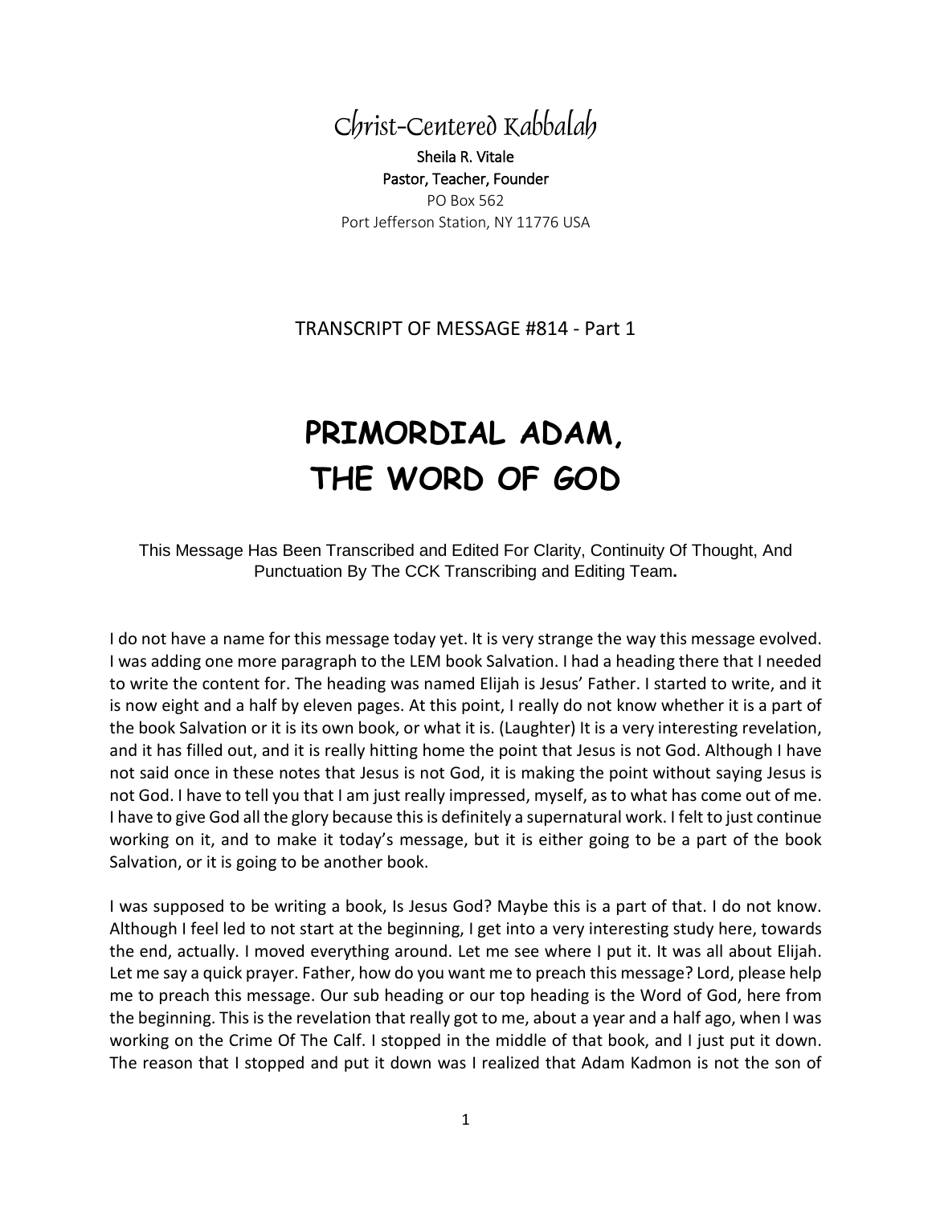# Christ-Centered Kabbalah

Sheila R. Vitale
Pastor, Teacher, Founder
PO Box 562
Port Jefferson Station, NY 11776 USA

TRANSCRIPT OF MESSAGE #814 - Part 1

# PRIMORDIAL ADAM, THE WORD OF GOD

This Message Has Been Transcribed and Edited For Clarity, Continuity Of Thought, And Punctuation By The CCK Transcribing and Editing Team**.**

I do not have a name for this message today yet. It is very strange the way this message evolved. I was adding one more paragraph to the LEM book Salvation. I had a heading there that I needed to write the content for. The heading was named Elijah is Jesus' Father. I started to write, and it is now eight and a half by eleven pages. At this point, I really do not know whether it is a part of the book Salvation or it is its own book, or what it is. (Laughter) It is a very interesting revelation, and it has filled out, and it is really hitting home the point that Jesus is not God. Although I have not said once in these notes that Jesus is not God, it is making the point without saying Jesus is not God. I have to tell you that I am just really impressed, myself, as to what has come out of me. I have to give God all the glory because this is definitely a supernatural work. I felt to just continue working on it, and to make it today's message, but it is either going to be a part of the book Salvation, or it is going to be another book.

I was supposed to be writing a book, Is Jesus God? Maybe this is a part of that. I do not know. Although I feel led to not start at the beginning, I get into a very interesting study here, towards the end, actually. I moved everything around. Let me see where I put it. It was all about Elijah. Let me say a quick prayer. Father, how do you want me to preach this message? Lord, please help me to preach this message. Our sub heading or our top heading is the Word of God, here from the beginning. This is the revelation that really got to me, about a year and a half ago, when I was working on the Crime Of The Calf. I stopped in the middle of that book, and I just put it down. The reason that I stopped and put it down was I realized that Adam Kadmon is not the son of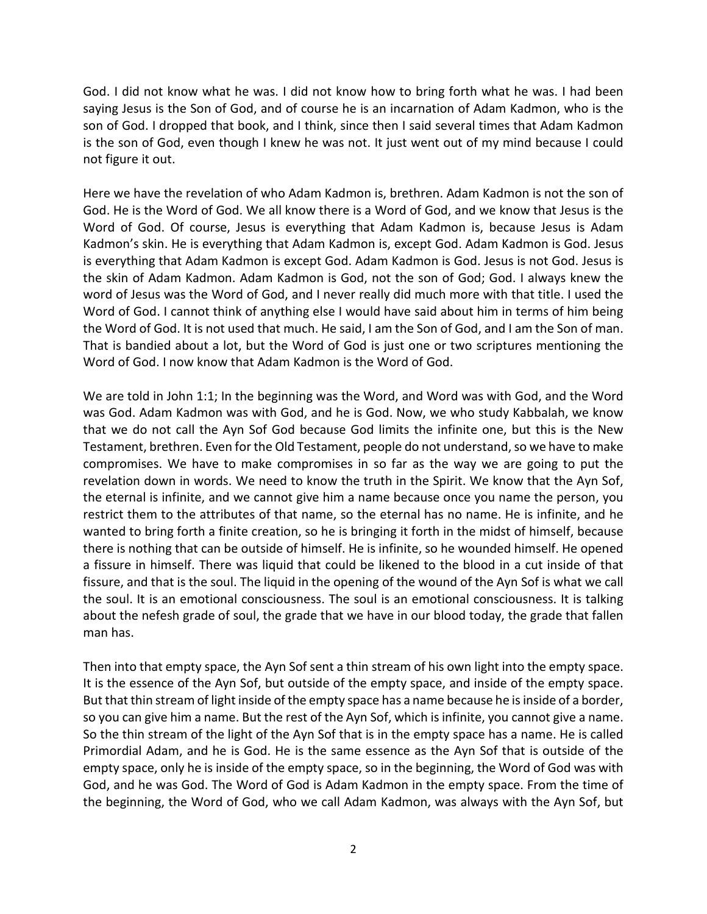God. I did not know what he was. I did not know how to bring forth what he was. I had been saying Jesus is the Son of God, and of course he is an incarnation of Adam Kadmon, who is the son of God. I dropped that book, and I think, since then I said several times that Adam Kadmon is the son of God, even though I knew he was not. It just went out of my mind because I could not figure it out.

Here we have the revelation of who Adam Kadmon is, brethren. Adam Kadmon is not the son of God. He is the Word of God. We all know there is a Word of God, and we know that Jesus is the Word of God. Of course, Jesus is everything that Adam Kadmon is, because Jesus is Adam Kadmon's skin. He is everything that Adam Kadmon is, except God. Adam Kadmon is God. Jesus is everything that Adam Kadmon is except God. Adam Kadmon is God. Jesus is not God. Jesus is the skin of Adam Kadmon. Adam Kadmon is God, not the son of God; God. I always knew the word of Jesus was the Word of God, and I never really did much more with that title. I used the Word of God. I cannot think of anything else I would have said about him in terms of him being the Word of God. It is not used that much. He said, I am the Son of God, and I am the Son of man. That is bandied about a lot, but the Word of God is just one or two scriptures mentioning the Word of God. I now know that Adam Kadmon is the Word of God.

We are told in John 1:1; In the beginning was the Word, and Word was with God, and the Word was God. Adam Kadmon was with God, and he is God. Now, we who study Kabbalah, we know that we do not call the Ayn Sof God because God limits the infinite one, but this is the New Testament, brethren. Even for the Old Testament, people do not understand, so we have to make compromises. We have to make compromises in so far as the way we are going to put the revelation down in words. We need to know the truth in the Spirit. We know that the Ayn Sof, the eternal is infinite, and we cannot give him a name because once you name the person, you restrict them to the attributes of that name, so the eternal has no name. He is infinite, and he wanted to bring forth a finite creation, so he is bringing it forth in the midst of himself, because there is nothing that can be outside of himself. He is infinite, so he wounded himself. He opened a fissure in himself. There was liquid that could be likened to the blood in a cut inside of that fissure, and that is the soul. The liquid in the opening of the wound of the Ayn Sof is what we call the soul. It is an emotional consciousness. The soul is an emotional consciousness. It is talking about the nefesh grade of soul, the grade that we have in our blood today, the grade that fallen man has.

Then into that empty space, the Ayn Sof sent a thin stream of his own light into the empty space. It is the essence of the Ayn Sof, but outside of the empty space, and inside of the empty space. But that thin stream of light inside of the empty space has a name because he is inside of a border, so you can give him a name. But the rest of the Ayn Sof, which is infinite, you cannot give a name. So the thin stream of the light of the Ayn Sof that is in the empty space has a name. He is called Primordial Adam, and he is God. He is the same essence as the Ayn Sof that is outside of the empty space, only he is inside of the empty space, so in the beginning, the Word of God was with God, and he was God. The Word of God is Adam Kadmon in the empty space. From the time of the beginning, the Word of God, who we call Adam Kadmon, was always with the Ayn Sof, but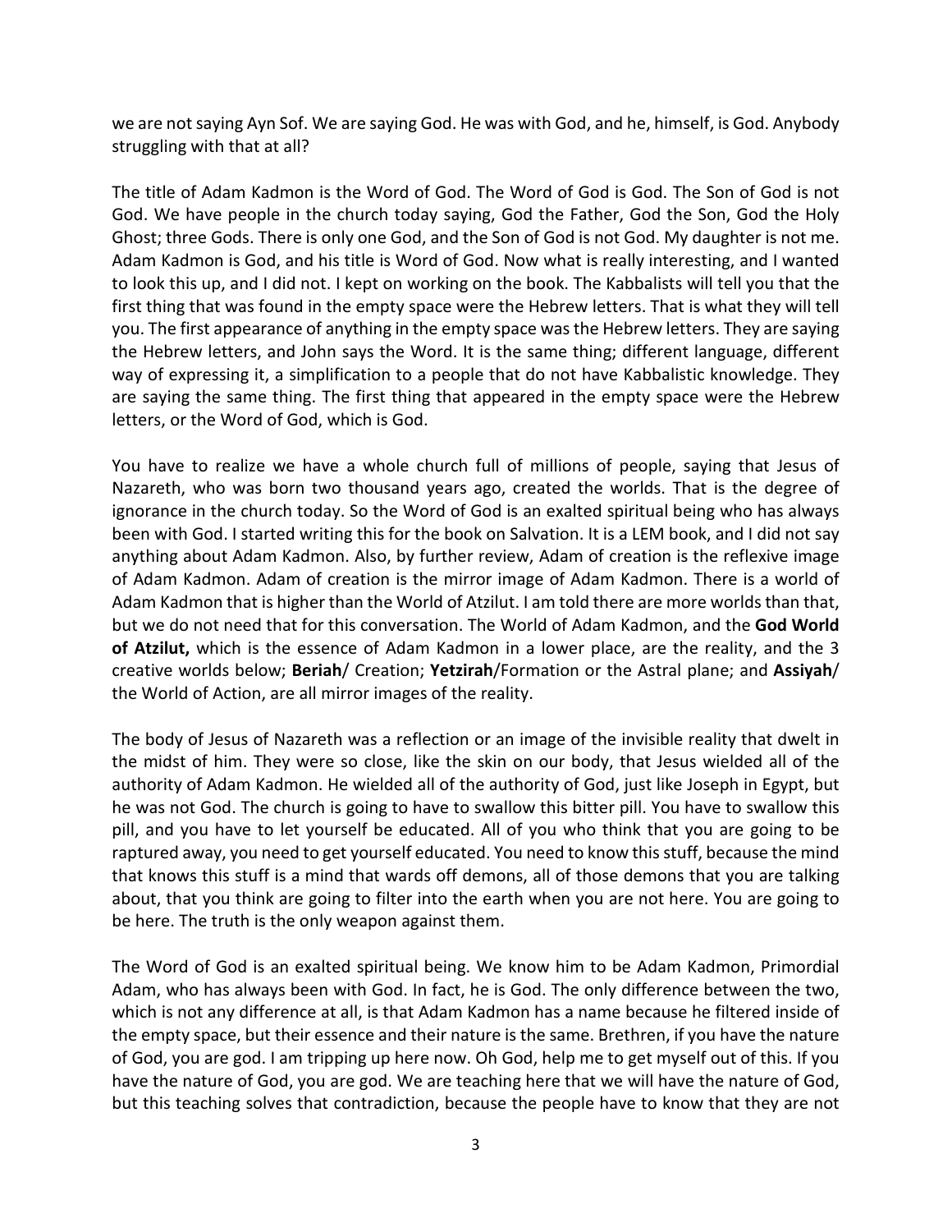we are not saying Ayn Sof. We are saying God. He was with God, and he, himself, is God. Anybody struggling with that at all?

The title of Adam Kadmon is the Word of God. The Word of God is God. The Son of God is not God. We have people in the church today saying, God the Father, God the Son, God the Holy Ghost; three Gods. There is only one God, and the Son of God is not God. My daughter is not me. Adam Kadmon is God, and his title is Word of God. Now what is really interesting, and I wanted to look this up, and I did not. I kept on working on the book. The Kabbalists will tell you that the first thing that was found in the empty space were the Hebrew letters. That is what they will tell you. The first appearance of anything in the empty space was the Hebrew letters. They are saying the Hebrew letters, and John says the Word. It is the same thing; different language, different way of expressing it, a simplification to a people that do not have Kabbalistic knowledge. They are saying the same thing. The first thing that appeared in the empty space were the Hebrew letters, or the Word of God, which is God.

You have to realize we have a whole church full of millions of people, saying that Jesus of Nazareth, who was born two thousand years ago, created the worlds. That is the degree of ignorance in the church today. So the Word of God is an exalted spiritual being who has always been with God. I started writing this for the book on Salvation. It is a LEM book, and I did not say anything about Adam Kadmon. Also, by further review, Adam of creation is the reflexive image of Adam Kadmon. Adam of creation is the mirror image of Adam Kadmon. There is a world of Adam Kadmon that is higher than the World of Atzilut. I am told there are more worlds than that, but we do not need that for this conversation. The World of Adam Kadmon, and the **God World of Atzilut,** which is the essence of Adam Kadmon in a lower place, are the reality, and the 3 creative worlds below; **Beriah**/ Creation; **Yetzirah**/Formation or the Astral plane; and **Assiyah**/ the World of Action, are all mirror images of the reality.

The body of Jesus of Nazareth was a reflection or an image of the invisible reality that dwelt in the midst of him. They were so close, like the skin on our body, that Jesus wielded all of the authority of Adam Kadmon. He wielded all of the authority of God, just like Joseph in Egypt, but he was not God. The church is going to have to swallow this bitter pill. You have to swallow this pill, and you have to let yourself be educated. All of you who think that you are going to be raptured away, you need to get yourself educated. You need to know this stuff, because the mind that knows this stuff is a mind that wards off demons, all of those demons that you are talking about, that you think are going to filter into the earth when you are not here. You are going to be here. The truth is the only weapon against them.

The Word of God is an exalted spiritual being. We know him to be Adam Kadmon, Primordial Adam, who has always been with God. In fact, he is God. The only difference between the two, which is not any difference at all, is that Adam Kadmon has a name because he filtered inside of the empty space, but their essence and their nature is the same. Brethren, if you have the nature of God, you are god. I am tripping up here now. Oh God, help me to get myself out of this. If you have the nature of God, you are god. We are teaching here that we will have the nature of God, but this teaching solves that contradiction, because the people have to know that they are not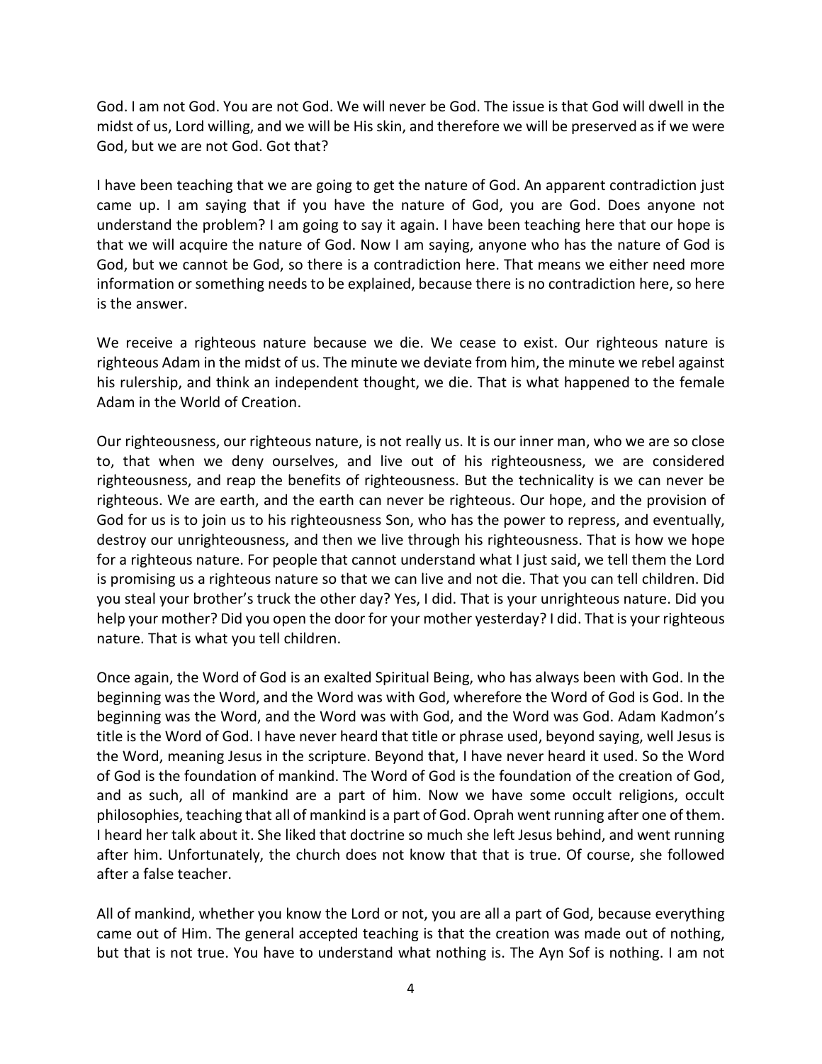God. I am not God. You are not God. We will never be God. The issue is that God will dwell in the midst of us, Lord willing, and we will be His skin, and therefore we will be preserved as if we were God, but we are not God. Got that?

I have been teaching that we are going to get the nature of God. An apparent contradiction just came up. I am saying that if you have the nature of God, you are God. Does anyone not understand the problem? I am going to say it again. I have been teaching here that our hope is that we will acquire the nature of God. Now I am saying, anyone who has the nature of God is God, but we cannot be God, so there is a contradiction here. That means we either need more information or something needs to be explained, because there is no contradiction here, so here is the answer.

We receive a righteous nature because we die. We cease to exist. Our righteous nature is righteous Adam in the midst of us. The minute we deviate from him, the minute we rebel against his rulership, and think an independent thought, we die. That is what happened to the female Adam in the World of Creation.

Our righteousness, our righteous nature, is not really us. It is our inner man, who we are so close to, that when we deny ourselves, and live out of his righteousness, we are considered righteousness, and reap the benefits of righteousness. But the technicality is we can never be righteous. We are earth, and the earth can never be righteous. Our hope, and the provision of God for us is to join us to his righteousness Son, who has the power to repress, and eventually, destroy our unrighteousness, and then we live through his righteousness. That is how we hope for a righteous nature. For people that cannot understand what I just said, we tell them the Lord is promising us a righteous nature so that we can live and not die. That you can tell children. Did you steal your brother's truck the other day? Yes, I did. That is your unrighteous nature. Did you help your mother? Did you open the door for your mother yesterday? I did. That is your righteous nature. That is what you tell children.

Once again, the Word of God is an exalted Spiritual Being, who has always been with God. In the beginning was the Word, and the Word was with God, wherefore the Word of God is God. In the beginning was the Word, and the Word was with God, and the Word was God. Adam Kadmon's title is the Word of God. I have never heard that title or phrase used, beyond saying, well Jesus is the Word, meaning Jesus in the scripture. Beyond that, I have never heard it used. So the Word of God is the foundation of mankind. The Word of God is the foundation of the creation of God, and as such, all of mankind are a part of him. Now we have some occult religions, occult philosophies, teaching that all of mankind is a part of God. Oprah went running after one of them. I heard her talk about it. She liked that doctrine so much she left Jesus behind, and went running after him. Unfortunately, the church does not know that that is true. Of course, she followed after a false teacher.

All of mankind, whether you know the Lord or not, you are all a part of God, because everything came out of Him. The general accepted teaching is that the creation was made out of nothing, but that is not true. You have to understand what nothing is. The Ayn Sof is nothing. I am not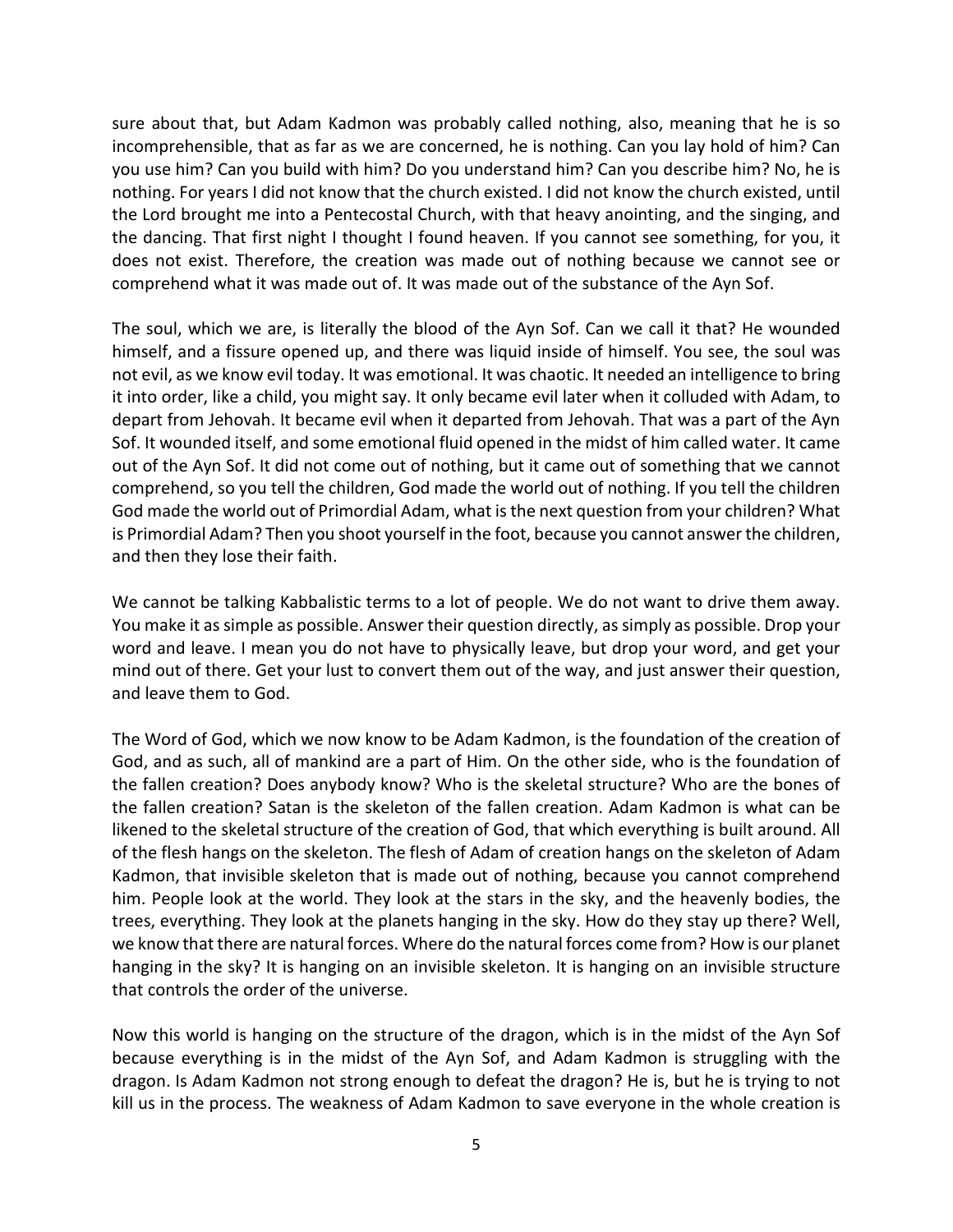sure about that, but Adam Kadmon was probably called nothing, also, meaning that he is so incomprehensible, that as far as we are concerned, he is nothing. Can you lay hold of him? Can you use him? Can you build with him? Do you understand him? Can you describe him? No, he is nothing. For years I did not know that the church existed. I did not know the church existed, until the Lord brought me into a Pentecostal Church, with that heavy anointing, and the singing, and the dancing. That first night I thought I found heaven. If you cannot see something, for you, it does not exist. Therefore, the creation was made out of nothing because we cannot see or comprehend what it was made out of. It was made out of the substance of the Ayn Sof.

The soul, which we are, is literally the blood of the Ayn Sof. Can we call it that? He wounded himself, and a fissure opened up, and there was liquid inside of himself. You see, the soul was not evil, as we know evil today. It was emotional. It was chaotic. It needed an intelligence to bring it into order, like a child, you might say. It only became evil later when it colluded with Adam, to depart from Jehovah. It became evil when it departed from Jehovah. That was a part of the Ayn Sof. It wounded itself, and some emotional fluid opened in the midst of him called water. It came out of the Ayn Sof. It did not come out of nothing, but it came out of something that we cannot comprehend, so you tell the children, God made the world out of nothing. If you tell the children God made the world out of Primordial Adam, what is the next question from your children? What is Primordial Adam? Then you shoot yourself in the foot, because you cannot answer the children, and then they lose their faith.

We cannot be talking Kabbalistic terms to a lot of people. We do not want to drive them away. You make it as simple as possible. Answer their question directly, as simply as possible. Drop your word and leave. I mean you do not have to physically leave, but drop your word, and get your mind out of there. Get your lust to convert them out of the way, and just answer their question, and leave them to God.

The Word of God, which we now know to be Adam Kadmon, is the foundation of the creation of God, and as such, all of mankind are a part of Him. On the other side, who is the foundation of the fallen creation? Does anybody know? Who is the skeletal structure? Who are the bones of the fallen creation? Satan is the skeleton of the fallen creation. Adam Kadmon is what can be likened to the skeletal structure of the creation of God, that which everything is built around. All of the flesh hangs on the skeleton. The flesh of Adam of creation hangs on the skeleton of Adam Kadmon, that invisible skeleton that is made out of nothing, because you cannot comprehend him. People look at the world. They look at the stars in the sky, and the heavenly bodies, the trees, everything. They look at the planets hanging in the sky. How do they stay up there? Well, we know that there are natural forces. Where do the natural forces come from? How is our planet hanging in the sky? It is hanging on an invisible skeleton. It is hanging on an invisible structure that controls the order of the universe.

Now this world is hanging on the structure of the dragon, which is in the midst of the Ayn Sof because everything is in the midst of the Ayn Sof, and Adam Kadmon is struggling with the dragon. Is Adam Kadmon not strong enough to defeat the dragon? He is, but he is trying to not kill us in the process. The weakness of Adam Kadmon to save everyone in the whole creation is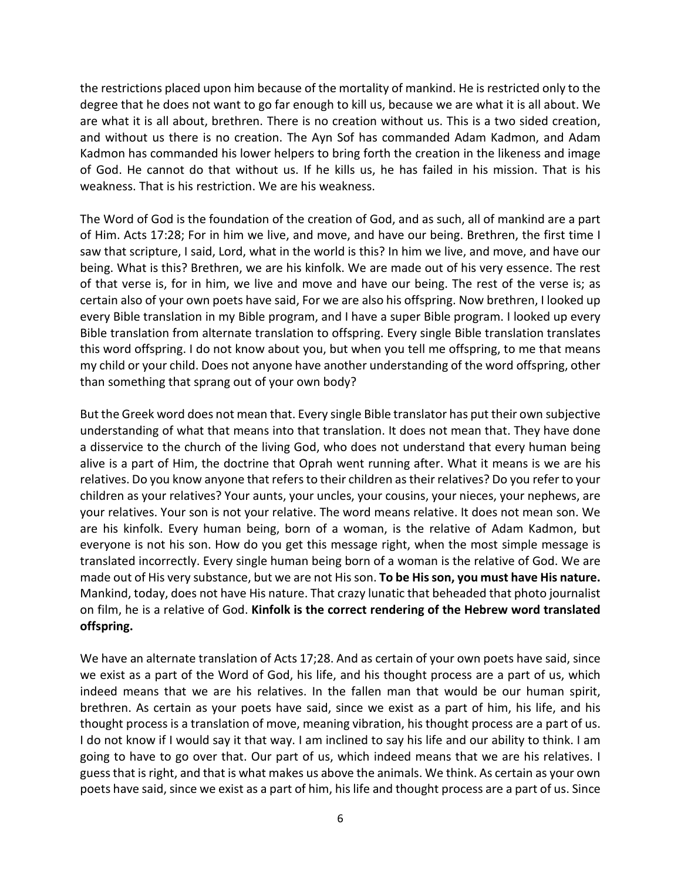the restrictions placed upon him because of the mortality of mankind. He is restricted only to the degree that he does not want to go far enough to kill us, because we are what it is all about. We are what it is all about, brethren. There is no creation without us. This is a two sided creation, and without us there is no creation. The Ayn Sof has commanded Adam Kadmon, and Adam Kadmon has commanded his lower helpers to bring forth the creation in the likeness and image of God. He cannot do that without us. If he kills us, he has failed in his mission. That is his weakness. That is his restriction. We are his weakness.

The Word of God is the foundation of the creation of God, and as such, all of mankind are a part of Him. Acts 17:28; For in him we live, and move, and have our being. Brethren, the first time I saw that scripture, I said, Lord, what in the world is this? In him we live, and move, and have our being. What is this? Brethren, we are his kinfolk. We are made out of his very essence. The rest of that verse is, for in him, we live and move and have our being. The rest of the verse is; as certain also of your own poets have said, For we are also his offspring. Now brethren, I looked up every Bible translation in my Bible program, and I have a super Bible program. I looked up every Bible translation from alternate translation to offspring. Every single Bible translation translates this word offspring. I do not know about you, but when you tell me offspring, to me that means my child or your child. Does not anyone have another understanding of the word offspring, other than something that sprang out of your own body?

But the Greek word does not mean that. Every single Bible translator has put their own subjective understanding of what that means into that translation. It does not mean that. They have done a disservice to the church of the living God, who does not understand that every human being alive is a part of Him, the doctrine that Oprah went running after. What it means is we are his relatives. Do you know anyone that refers to their children as their relatives? Do you refer to your children as your relatives? Your aunts, your uncles, your cousins, your nieces, your nephews, are your relatives. Your son is not your relative. The word means relative. It does not mean son. We are his kinfolk. Every human being, born of a woman, is the relative of Adam Kadmon, but everyone is not his son. How do you get this message right, when the most simple message is translated incorrectly. Every single human being born of a woman is the relative of God. We are made out of His very substance, but we are not His son. **To be His son, you must have His nature.** Mankind, today, does not have His nature. That crazy lunatic that beheaded that photo journalist on film, he is a relative of God. **Kinfolk is the correct rendering of the Hebrew word translated offspring.**

We have an alternate translation of Acts 17;28. And as certain of your own poets have said, since we exist as a part of the Word of God, his life, and his thought process are a part of us, which indeed means that we are his relatives. In the fallen man that would be our human spirit, brethren. As certain as your poets have said, since we exist as a part of him, his life, and his thought process is a translation of move, meaning vibration, his thought process are a part of us. I do not know if I would say it that way. I am inclined to say his life and our ability to think. I am going to have to go over that. Our part of us, which indeed means that we are his relatives. I guess that is right, and that is what makes us above the animals. We think. As certain as your own poets have said, since we exist as a part of him, his life and thought process are a part of us. Since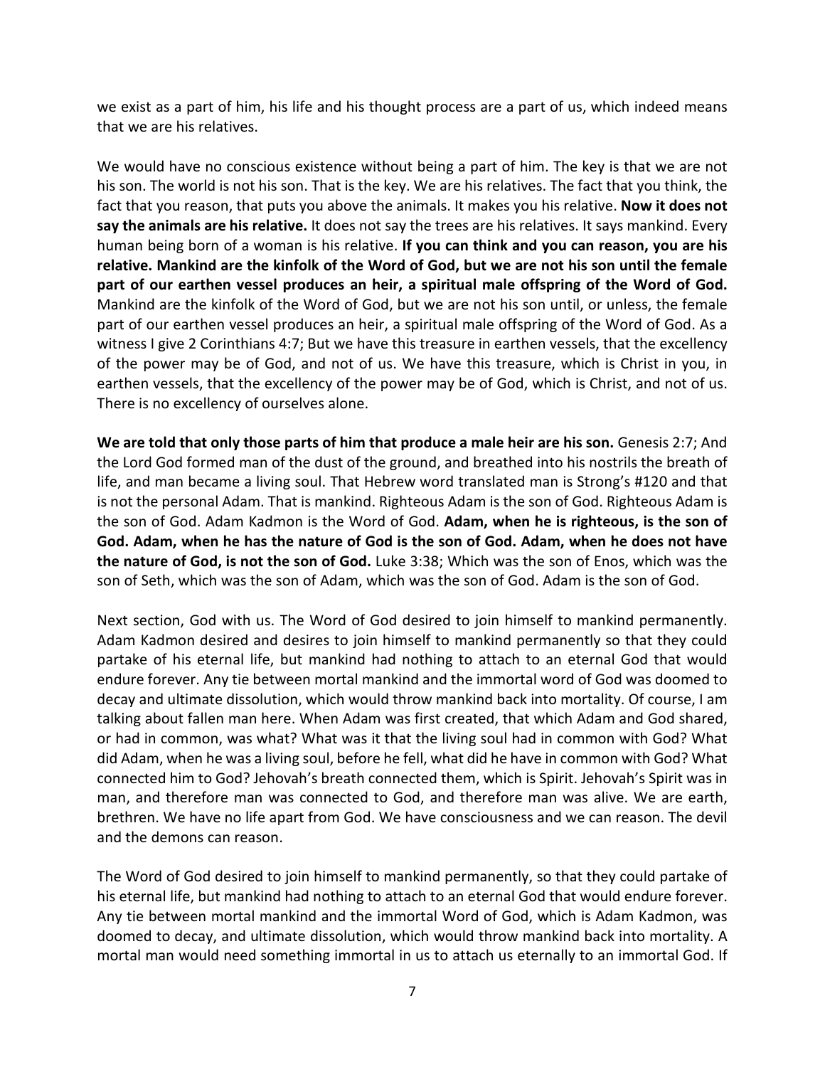we exist as a part of him, his life and his thought process are a part of us, which indeed means that we are his relatives.

We would have no conscious existence without being a part of him. The key is that we are not his son. The world is not his son. That is the key. We are his relatives. The fact that you think, the fact that you reason, that puts you above the animals. It makes you his relative. **Now it does not say the animals are his relative.** It does not say the trees are his relatives. It says mankind. Every human being born of a woman is his relative. **If you can think and you can reason, you are his relative. Mankind are the kinfolk of the Word of God, but we are not his son until the female part of our earthen vessel produces an heir, a spiritual male offspring of the Word of God.** Mankind are the kinfolk of the Word of God, but we are not his son until, or unless, the female part of our earthen vessel produces an heir, a spiritual male offspring of the Word of God. As a witness I give 2 Corinthians 4:7; But we have this treasure in earthen vessels, that the excellency of the power may be of God, and not of us. We have this treasure, which is Christ in you, in earthen vessels, that the excellency of the power may be of God, which is Christ, and not of us. There is no excellency of ourselves alone.

**We are told that only those parts of him that produce a male heir are his son.** Genesis 2:7; And the Lord God formed man of the dust of the ground, and breathed into his nostrils the breath of life, and man became a living soul. That Hebrew word translated man is Strong's #120 and that is not the personal Adam. That is mankind. Righteous Adam is the son of God. Righteous Adam is the son of God. Adam Kadmon is the Word of God. **Adam, when he is righteous, is the son of God. Adam, when he has the nature of God is the son of God. Adam, when he does not have the nature of God, is not the son of God.** Luke 3:38; Which was the son of Enos, which was the son of Seth, which was the son of Adam, which was the son of God. Adam is the son of God.

Next section, God with us. The Word of God desired to join himself to mankind permanently. Adam Kadmon desired and desires to join himself to mankind permanently so that they could partake of his eternal life, but mankind had nothing to attach to an eternal God that would endure forever. Any tie between mortal mankind and the immortal word of God was doomed to decay and ultimate dissolution, which would throw mankind back into mortality. Of course, I am talking about fallen man here. When Adam was first created, that which Adam and God shared, or had in common, was what? What was it that the living soul had in common with God? What did Adam, when he was a living soul, before he fell, what did he have in common with God? What connected him to God? Jehovah's breath connected them, which is Spirit. Jehovah's Spirit was in man, and therefore man was connected to God, and therefore man was alive. We are earth, brethren. We have no life apart from God. We have consciousness and we can reason. The devil and the demons can reason.

The Word of God desired to join himself to mankind permanently, so that they could partake of his eternal life, but mankind had nothing to attach to an eternal God that would endure forever. Any tie between mortal mankind and the immortal Word of God, which is Adam Kadmon, was doomed to decay, and ultimate dissolution, which would throw mankind back into mortality. A mortal man would need something immortal in us to attach us eternally to an immortal God. If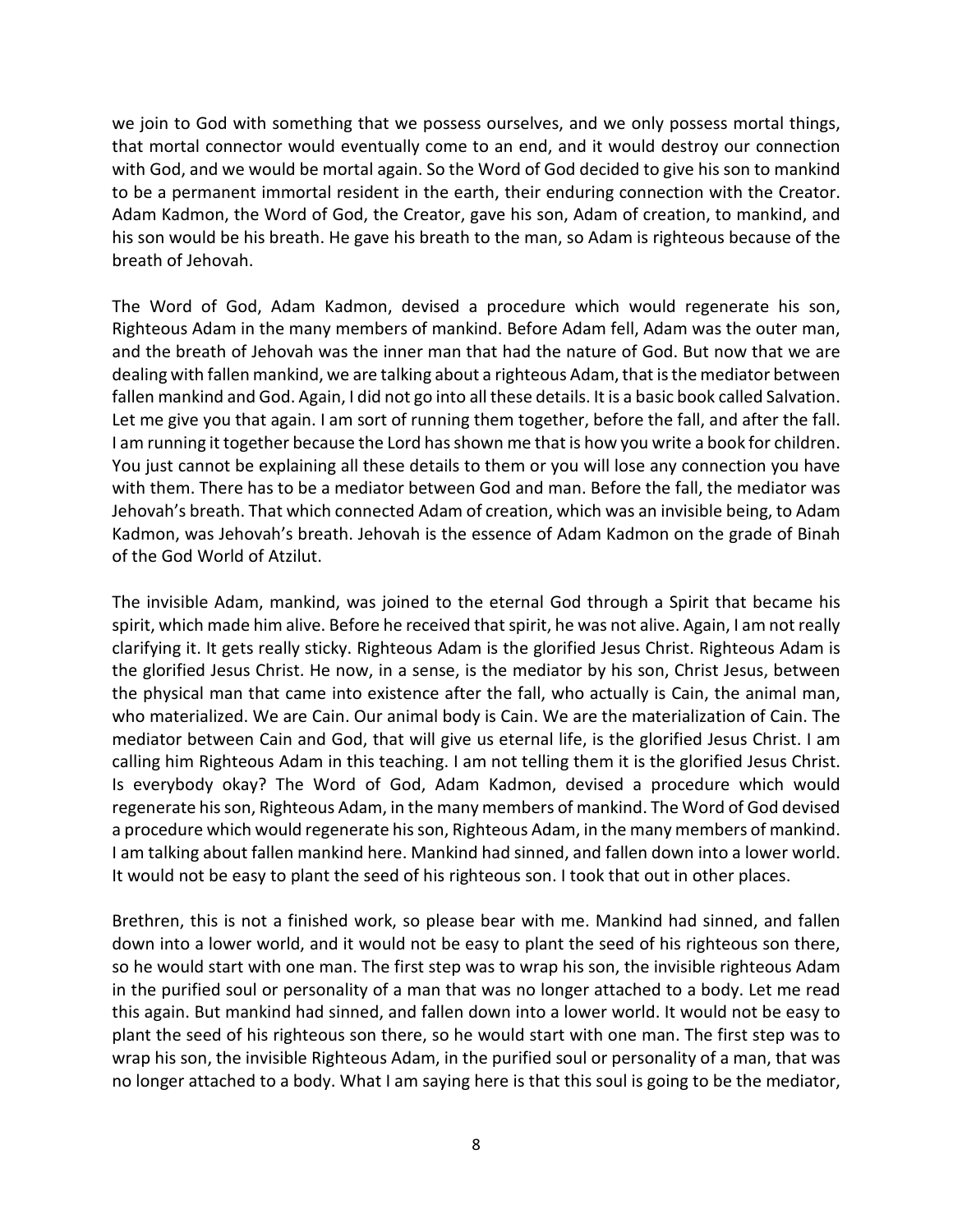we join to God with something that we possess ourselves, and we only possess mortal things, that mortal connector would eventually come to an end, and it would destroy our connection with God, and we would be mortal again. So the Word of God decided to give his son to mankind to be a permanent immortal resident in the earth, their enduring connection with the Creator. Adam Kadmon, the Word of God, the Creator, gave his son, Adam of creation, to mankind, and his son would be his breath. He gave his breath to the man, so Adam is righteous because of the breath of Jehovah.

The Word of God, Adam Kadmon, devised a procedure which would regenerate his son, Righteous Adam in the many members of mankind. Before Adam fell, Adam was the outer man, and the breath of Jehovah was the inner man that had the nature of God. But now that we are dealing with fallen mankind, we are talking about a righteous Adam, that is the mediator between fallen mankind and God. Again, I did not go into all these details. It is a basic book called Salvation. Let me give you that again. I am sort of running them together, before the fall, and after the fall. I am running it together because the Lord has shown me that is how you write a book for children. You just cannot be explaining all these details to them or you will lose any connection you have with them. There has to be a mediator between God and man. Before the fall, the mediator was Jehovah's breath. That which connected Adam of creation, which was an invisible being, to Adam Kadmon, was Jehovah's breath. Jehovah is the essence of Adam Kadmon on the grade of Binah of the God World of Atzilut.

The invisible Adam, mankind, was joined to the eternal God through a Spirit that became his spirit, which made him alive. Before he received that spirit, he was not alive. Again, I am not really clarifying it. It gets really sticky. Righteous Adam is the glorified Jesus Christ. Righteous Adam is the glorified Jesus Christ. He now, in a sense, is the mediator by his son, Christ Jesus, between the physical man that came into existence after the fall, who actually is Cain, the animal man, who materialized. We are Cain. Our animal body is Cain. We are the materialization of Cain. The mediator between Cain and God, that will give us eternal life, is the glorified Jesus Christ. I am calling him Righteous Adam in this teaching. I am not telling them it is the glorified Jesus Christ. Is everybody okay? The Word of God, Adam Kadmon, devised a procedure which would regenerate his son, Righteous Adam, in the many members of mankind. The Word of God devised a procedure which would regenerate his son, Righteous Adam, in the many members of mankind. I am talking about fallen mankind here. Mankind had sinned, and fallen down into a lower world. It would not be easy to plant the seed of his righteous son. I took that out in other places.

Brethren, this is not a finished work, so please bear with me. Mankind had sinned, and fallen down into a lower world, and it would not be easy to plant the seed of his righteous son there, so he would start with one man. The first step was to wrap his son, the invisible righteous Adam in the purified soul or personality of a man that was no longer attached to a body. Let me read this again. But mankind had sinned, and fallen down into a lower world. It would not be easy to plant the seed of his righteous son there, so he would start with one man. The first step was to wrap his son, the invisible Righteous Adam, in the purified soul or personality of a man, that was no longer attached to a body. What I am saying here is that this soul is going to be the mediator,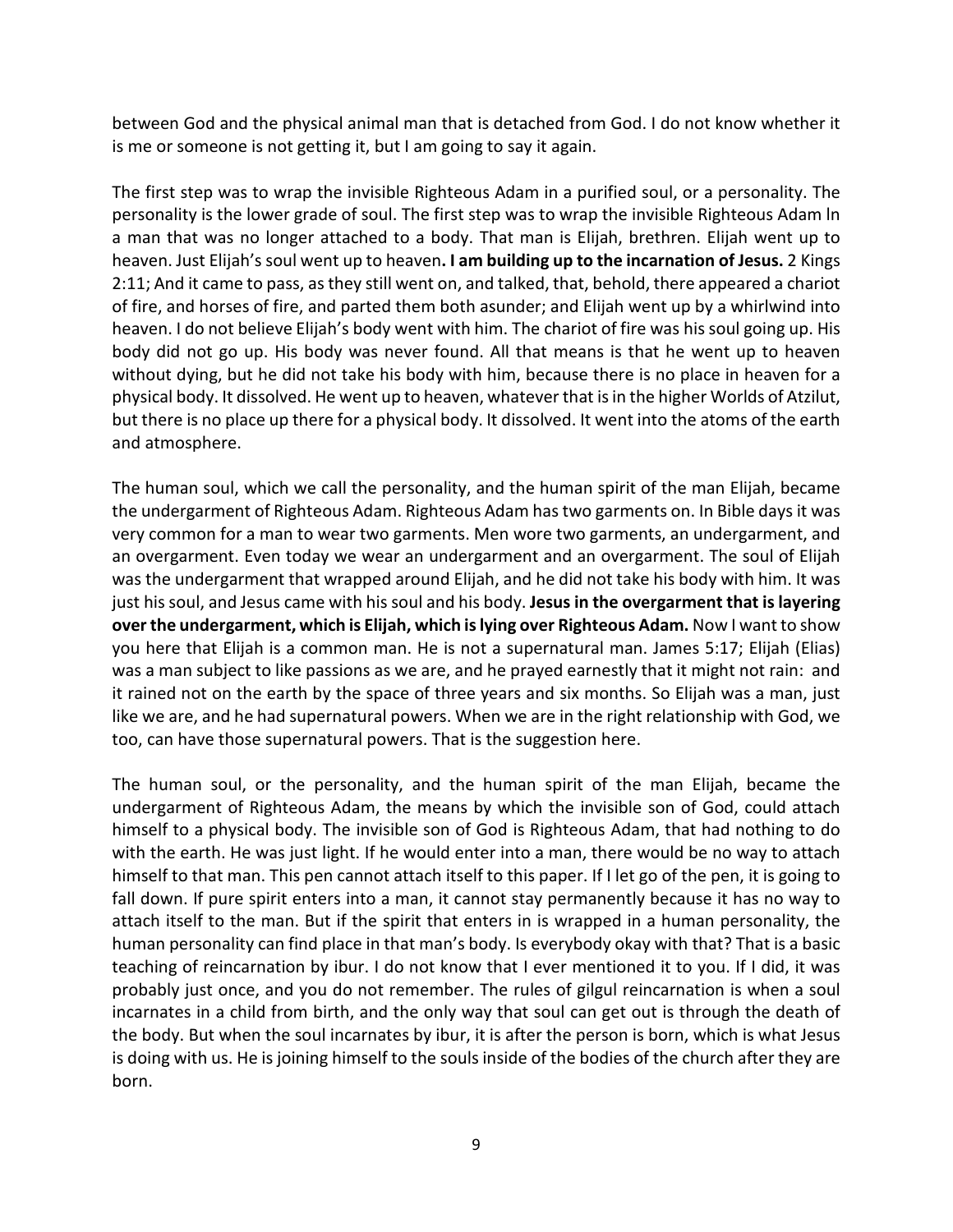between God and the physical animal man that is detached from God. I do not know whether it is me or someone is not getting it, but I am going to say it again.

The first step was to wrap the invisible Righteous Adam in a purified soul, or a personality. The personality is the lower grade of soul. The first step was to wrap the invisible Righteous Adam ln a man that was no longer attached to a body. That man is Elijah, brethren. Elijah went up to heaven. Just Elijah's soul went up to heaven**. I am building up to the incarnation of Jesus.** 2 Kings 2:11; And it came to pass, as they still went on, and talked, that, behold, there appeared a chariot of fire, and horses of fire, and parted them both asunder; and Elijah went up by a whirlwind into heaven. I do not believe Elijah's body went with him. The chariot of fire was his soul going up. His body did not go up. His body was never found. All that means is that he went up to heaven without dying, but he did not take his body with him, because there is no place in heaven for a physical body. It dissolved. He went up to heaven, whatever that is in the higher Worlds of Atzilut, but there is no place up there for a physical body. It dissolved. It went into the atoms of the earth and atmosphere.

The human soul, which we call the personality, and the human spirit of the man Elijah, became the undergarment of Righteous Adam. Righteous Adam has two garments on. In Bible days it was very common for a man to wear two garments. Men wore two garments, an undergarment, and an overgarment. Even today we wear an undergarment and an overgarment. The soul of Elijah was the undergarment that wrapped around Elijah, and he did not take his body with him. It was just his soul, and Jesus came with his soul and his body. **Jesus in the overgarment that is layering over the undergarment, which is Elijah, which is lying over Righteous Adam.** Now I want to show you here that Elijah is a common man. He is not a supernatural man. James 5:17; Elijah (Elias) was a man subject to like passions as we are, and he prayed earnestly that it might not rain: and it rained not on the earth by the space of three years and six months. So Elijah was a man, just like we are, and he had supernatural powers. When we are in the right relationship with God, we too, can have those supernatural powers. That is the suggestion here.

The human soul, or the personality, and the human spirit of the man Elijah, became the undergarment of Righteous Adam, the means by which the invisible son of God, could attach himself to a physical body. The invisible son of God is Righteous Adam, that had nothing to do with the earth. He was just light. If he would enter into a man, there would be no way to attach himself to that man. This pen cannot attach itself to this paper. If I let go of the pen, it is going to fall down. If pure spirit enters into a man, it cannot stay permanently because it has no way to attach itself to the man. But if the spirit that enters in is wrapped in a human personality, the human personality can find place in that man's body. Is everybody okay with that? That is a basic teaching of reincarnation by ibur. I do not know that I ever mentioned it to you. If I did, it was probably just once, and you do not remember. The rules of gilgul reincarnation is when a soul incarnates in a child from birth, and the only way that soul can get out is through the death of the body. But when the soul incarnates by ibur, it is after the person is born, which is what Jesus is doing with us. He is joining himself to the souls inside of the bodies of the church after they are born.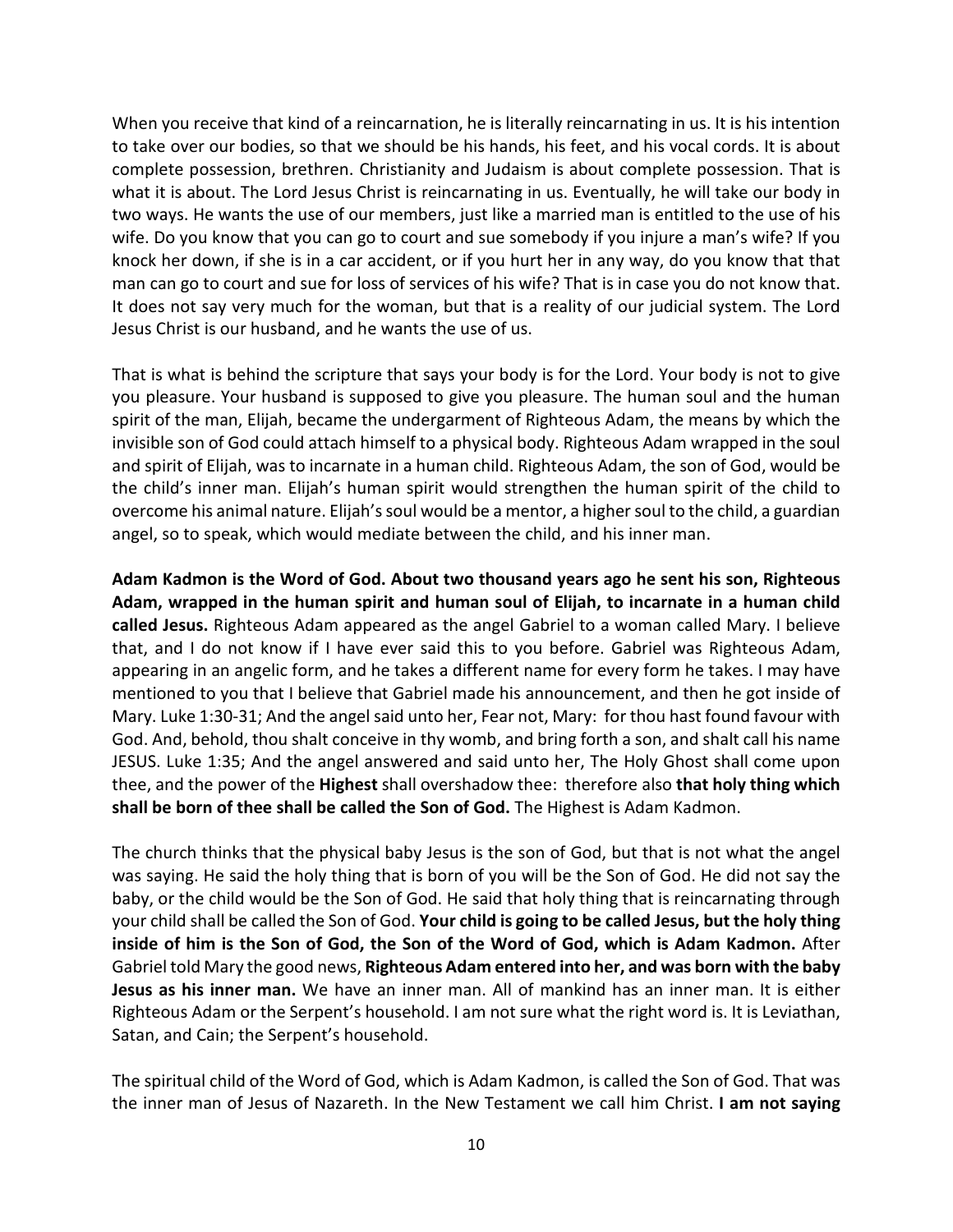When you receive that kind of a reincarnation, he is literally reincarnating in us. It is his intention to take over our bodies, so that we should be his hands, his feet, and his vocal cords. It is about complete possession, brethren. Christianity and Judaism is about complete possession. That is what it is about. The Lord Jesus Christ is reincarnating in us. Eventually, he will take our body in two ways. He wants the use of our members, just like a married man is entitled to the use of his wife. Do you know that you can go to court and sue somebody if you injure a man's wife? If you knock her down, if she is in a car accident, or if you hurt her in any way, do you know that that man can go to court and sue for loss of services of his wife? That is in case you do not know that. It does not say very much for the woman, but that is a reality of our judicial system. The Lord Jesus Christ is our husband, and he wants the use of us.

That is what is behind the scripture that says your body is for the Lord. Your body is not to give you pleasure. Your husband is supposed to give you pleasure. The human soul and the human spirit of the man, Elijah, became the undergarment of Righteous Adam, the means by which the invisible son of God could attach himself to a physical body. Righteous Adam wrapped in the soul and spirit of Elijah, was to incarnate in a human child. Righteous Adam, the son of God, would be the child's inner man. Elijah's human spirit would strengthen the human spirit of the child to overcome his animal nature. Elijah's soul would be a mentor, a higher soul to the child, a guardian angel, so to speak, which would mediate between the child, and his inner man.

**Adam Kadmon is the Word of God. About two thousand years ago he sent his son, Righteous Adam, wrapped in the human spirit and human soul of Elijah, to incarnate in a human child called Jesus.** Righteous Adam appeared as the angel Gabriel to a woman called Mary. I believe that, and I do not know if I have ever said this to you before. Gabriel was Righteous Adam, appearing in an angelic form, and he takes a different name for every form he takes. I may have mentioned to you that I believe that Gabriel made his announcement, and then he got inside of Mary. Luke 1:30-31; And the angel said unto her, Fear not, Mary: for thou hast found favour with God. And, behold, thou shalt conceive in thy womb, and bring forth a son, and shalt call his name JESUS. Luke 1:35; And the angel answered and said unto her, The Holy Ghost shall come upon thee, and the power of the **Highest** shall overshadow thee: therefore also **that holy thing which shall be born of thee shall be called the Son of God.** The Highest is Adam Kadmon.

The church thinks that the physical baby Jesus is the son of God, but that is not what the angel was saying. He said the holy thing that is born of you will be the Son of God. He did not say the baby, or the child would be the Son of God. He said that holy thing that is reincarnating through your child shall be called the Son of God. **Your child is going to be called Jesus, but the holy thing inside of him is the Son of God, the Son of the Word of God, which is Adam Kadmon.** After Gabriel told Mary the good news, **Righteous Adam entered into her, and was born with the baby Jesus as his inner man.** We have an inner man. All of mankind has an inner man. It is either Righteous Adam or the Serpent's household. I am not sure what the right word is. It is Leviathan, Satan, and Cain; the Serpent's household.

The spiritual child of the Word of God, which is Adam Kadmon, is called the Son of God. That was the inner man of Jesus of Nazareth. In the New Testament we call him Christ. **I am not saying**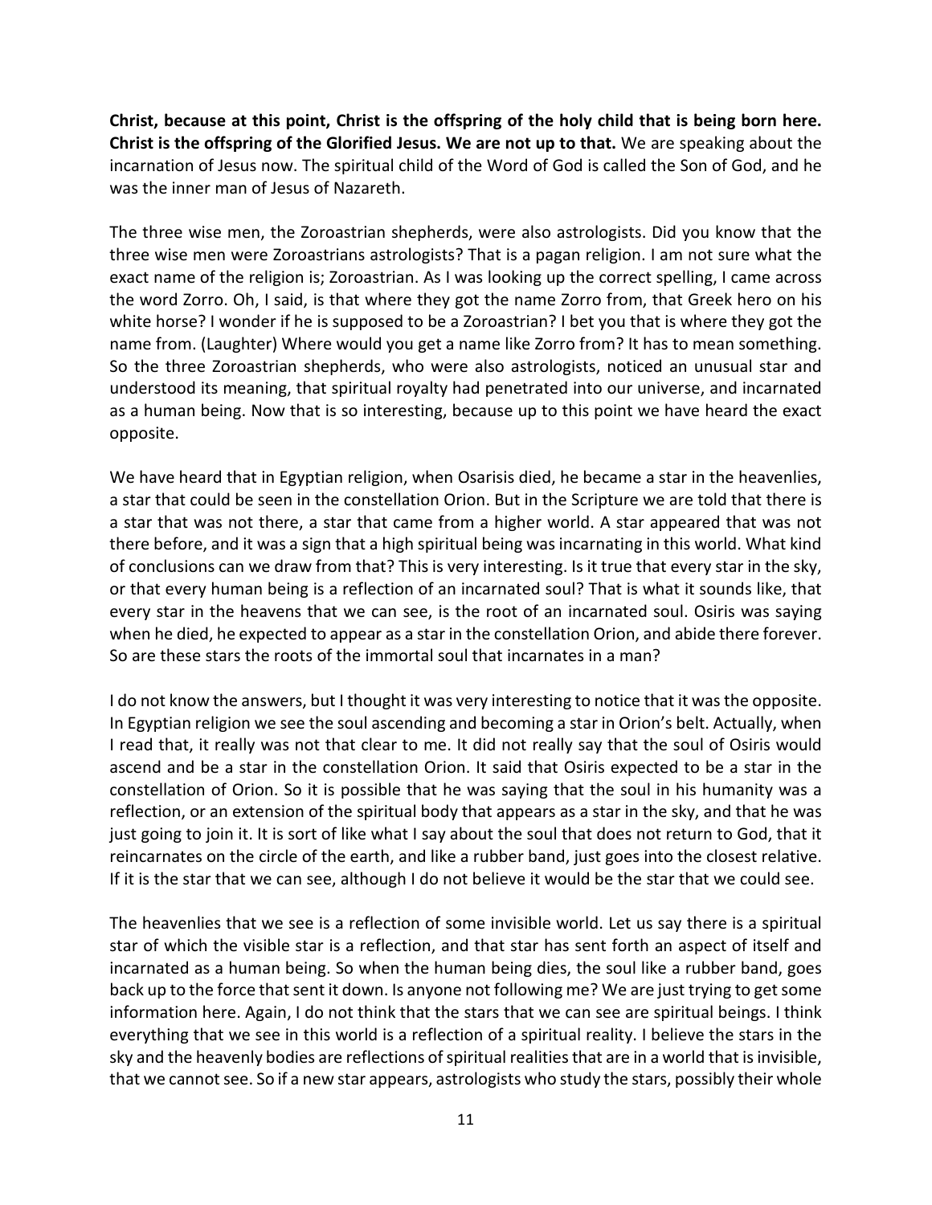**Christ, because at this point, Christ is the offspring of the holy child that is being born here. Christ is the offspring of the Glorified Jesus. We are not up to that.** We are speaking about the incarnation of Jesus now. The spiritual child of the Word of God is called the Son of God, and he was the inner man of Jesus of Nazareth.

The three wise men, the Zoroastrian shepherds, were also astrologists. Did you know that the three wise men were Zoroastrians astrologists? That is a pagan religion. I am not sure what the exact name of the religion is; Zoroastrian. As I was looking up the correct spelling, I came across the word Zorro. Oh, I said, is that where they got the name Zorro from, that Greek hero on his white horse? I wonder if he is supposed to be a Zoroastrian? I bet you that is where they got the name from. (Laughter) Where would you get a name like Zorro from? It has to mean something. So the three Zoroastrian shepherds, who were also astrologists, noticed an unusual star and understood its meaning, that spiritual royalty had penetrated into our universe, and incarnated as a human being. Now that is so interesting, because up to this point we have heard the exact opposite.

We have heard that in Egyptian religion, when Osarisis died, he became a star in the heavenlies, a star that could be seen in the constellation Orion. But in the Scripture we are told that there is a star that was not there, a star that came from a higher world. A star appeared that was not there before, and it was a sign that a high spiritual being was incarnating in this world. What kind of conclusions can we draw from that? This is very interesting. Is it true that every star in the sky, or that every human being is a reflection of an incarnated soul? That is what it sounds like, that every star in the heavens that we can see, is the root of an incarnated soul. Osiris was saying when he died, he expected to appear as a star in the constellation Orion, and abide there forever. So are these stars the roots of the immortal soul that incarnates in a man?

I do not know the answers, but I thought it was very interesting to notice that it was the opposite. In Egyptian religion we see the soul ascending and becoming a star in Orion's belt. Actually, when I read that, it really was not that clear to me. It did not really say that the soul of Osiris would ascend and be a star in the constellation Orion. It said that Osiris expected to be a star in the constellation of Orion. So it is possible that he was saying that the soul in his humanity was a reflection, or an extension of the spiritual body that appears as a star in the sky, and that he was just going to join it. It is sort of like what I say about the soul that does not return to God, that it reincarnates on the circle of the earth, and like a rubber band, just goes into the closest relative. If it is the star that we can see, although I do not believe it would be the star that we could see.

The heavenlies that we see is a reflection of some invisible world. Let us say there is a spiritual star of which the visible star is a reflection, and that star has sent forth an aspect of itself and incarnated as a human being. So when the human being dies, the soul like a rubber band, goes back up to the force that sent it down. Is anyone not following me? We are just trying to get some information here. Again, I do not think that the stars that we can see are spiritual beings. I think everything that we see in this world is a reflection of a spiritual reality. I believe the stars in the sky and the heavenly bodies are reflections of spiritual realities that are in a world that is invisible, that we cannot see. So if a new star appears, astrologists who study the stars, possibly their whole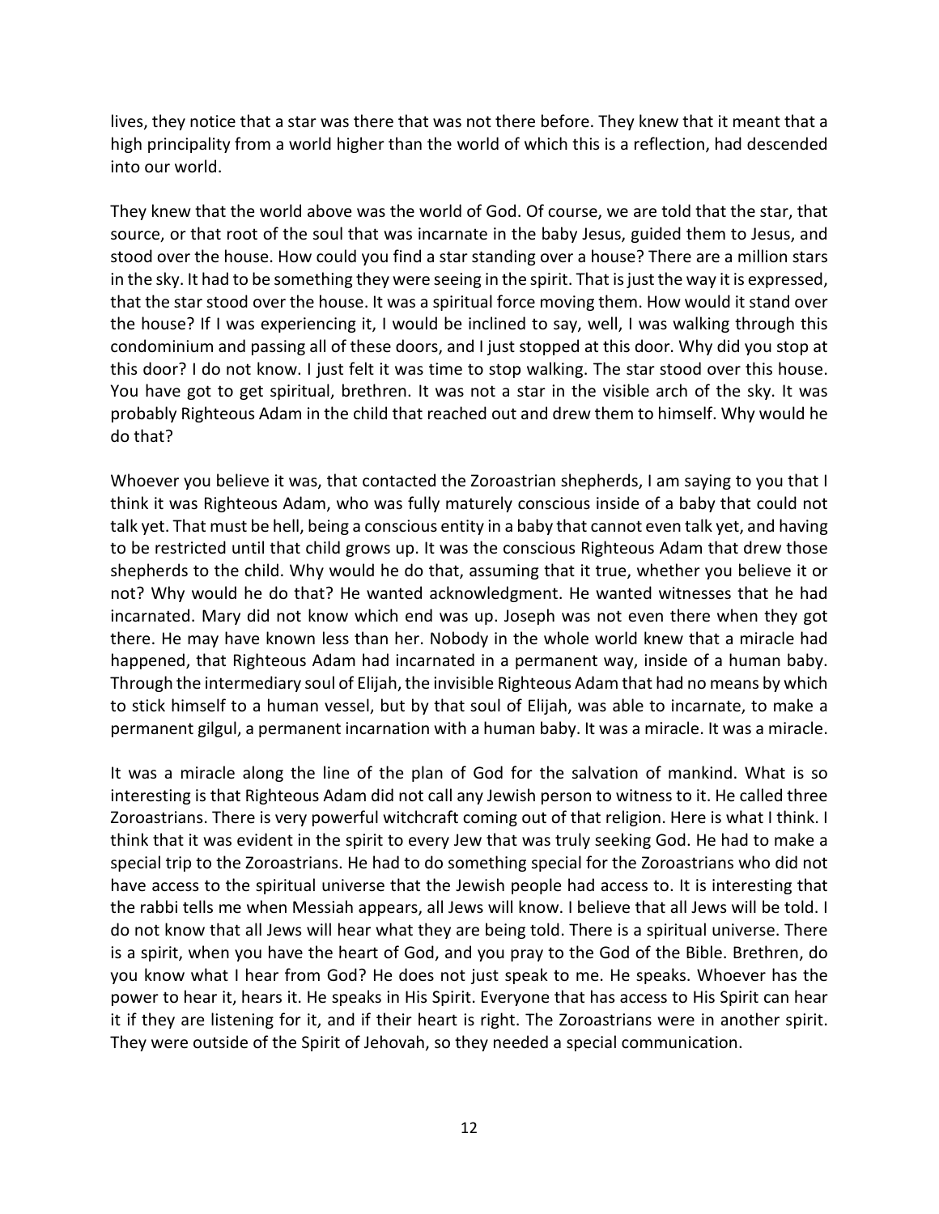lives, they notice that a star was there that was not there before. They knew that it meant that a high principality from a world higher than the world of which this is a reflection, had descended into our world.

They knew that the world above was the world of God. Of course, we are told that the star, that source, or that root of the soul that was incarnate in the baby Jesus, guided them to Jesus, and stood over the house. How could you find a star standing over a house? There are a million stars in the sky. It had to be something they were seeing in the spirit. That is just the way it is expressed, that the star stood over the house. It was a spiritual force moving them. How would it stand over the house? If I was experiencing it, I would be inclined to say, well, I was walking through this condominium and passing all of these doors, and I just stopped at this door. Why did you stop at this door? I do not know. I just felt it was time to stop walking. The star stood over this house. You have got to get spiritual, brethren. It was not a star in the visible arch of the sky. It was probably Righteous Adam in the child that reached out and drew them to himself. Why would he do that?

Whoever you believe it was, that contacted the Zoroastrian shepherds, I am saying to you that I think it was Righteous Adam, who was fully maturely conscious inside of a baby that could not talk yet. That must be hell, being a conscious entity in a baby that cannot even talk yet, and having to be restricted until that child grows up. It was the conscious Righteous Adam that drew those shepherds to the child. Why would he do that, assuming that it true, whether you believe it or not? Why would he do that? He wanted acknowledgment. He wanted witnesses that he had incarnated. Mary did not know which end was up. Joseph was not even there when they got there. He may have known less than her. Nobody in the whole world knew that a miracle had happened, that Righteous Adam had incarnated in a permanent way, inside of a human baby. Through the intermediary soul of Elijah, the invisible Righteous Adam that had no means by which to stick himself to a human vessel, but by that soul of Elijah, was able to incarnate, to make a permanent gilgul, a permanent incarnation with a human baby. It was a miracle. It was a miracle.

It was a miracle along the line of the plan of God for the salvation of mankind. What is so interesting is that Righteous Adam did not call any Jewish person to witness to it. He called three Zoroastrians. There is very powerful witchcraft coming out of that religion. Here is what I think. I think that it was evident in the spirit to every Jew that was truly seeking God. He had to make a special trip to the Zoroastrians. He had to do something special for the Zoroastrians who did not have access to the spiritual universe that the Jewish people had access to. It is interesting that the rabbi tells me when Messiah appears, all Jews will know. I believe that all Jews will be told. I do not know that all Jews will hear what they are being told. There is a spiritual universe. There is a spirit, when you have the heart of God, and you pray to the God of the Bible. Brethren, do you know what I hear from God? He does not just speak to me. He speaks. Whoever has the power to hear it, hears it. He speaks in His Spirit. Everyone that has access to His Spirit can hear it if they are listening for it, and if their heart is right. The Zoroastrians were in another spirit. They were outside of the Spirit of Jehovah, so they needed a special communication.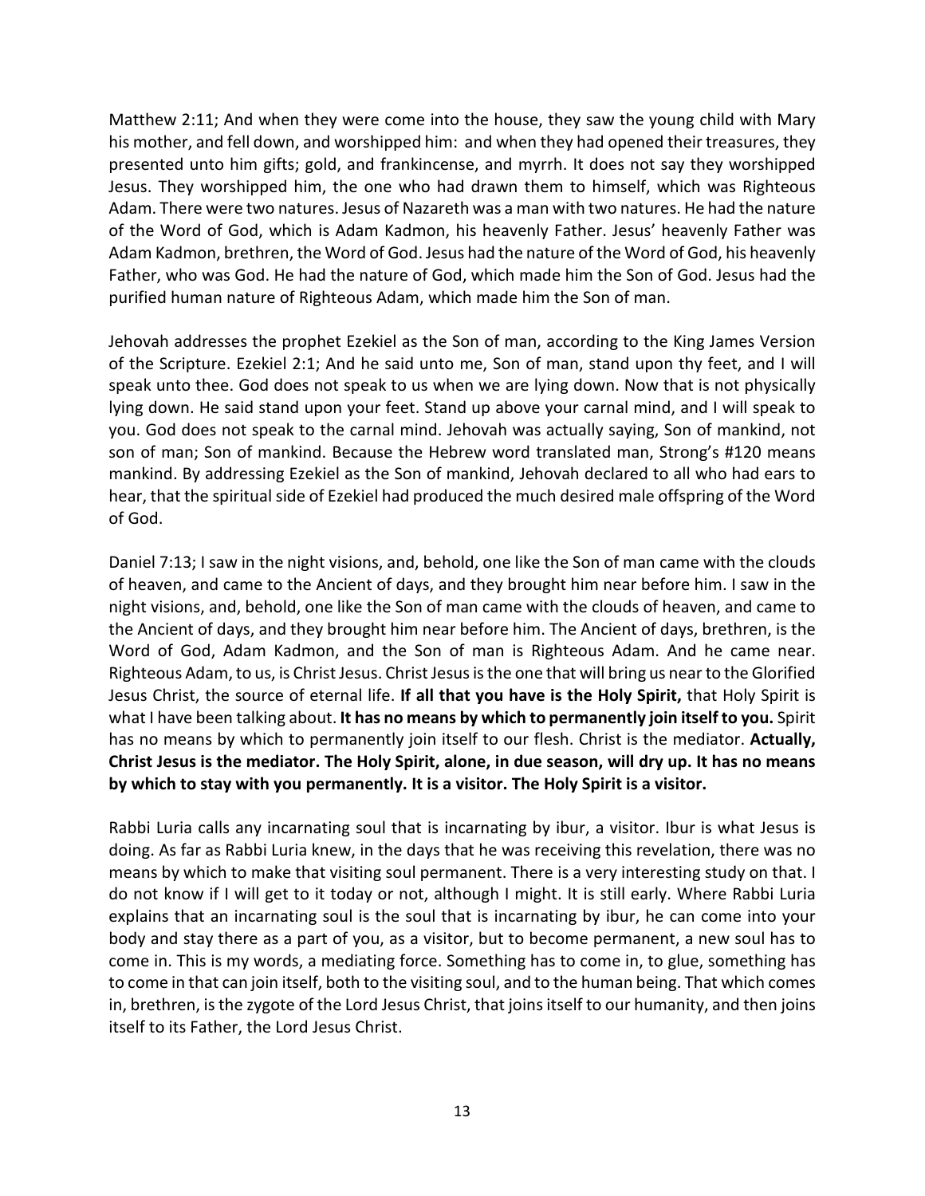Matthew 2:11; And when they were come into the house, they saw the young child with Mary his mother, and fell down, and worshipped him: and when they had opened their treasures, they presented unto him gifts; gold, and frankincense, and myrrh. It does not say they worshipped Jesus. They worshipped him, the one who had drawn them to himself, which was Righteous Adam. There were two natures. Jesus of Nazareth was a man with two natures. He had the nature of the Word of God, which is Adam Kadmon, his heavenly Father. Jesus' heavenly Father was Adam Kadmon, brethren, the Word of God. Jesus had the nature of the Word of God, his heavenly Father, who was God. He had the nature of God, which made him the Son of God. Jesus had the purified human nature of Righteous Adam, which made him the Son of man.

Jehovah addresses the prophet Ezekiel as the Son of man, according to the King James Version of the Scripture. Ezekiel 2:1; And he said unto me, Son of man, stand upon thy feet, and I will speak unto thee. God does not speak to us when we are lying down. Now that is not physically lying down. He said stand upon your feet. Stand up above your carnal mind, and I will speak to you. God does not speak to the carnal mind. Jehovah was actually saying, Son of mankind, not son of man; Son of mankind. Because the Hebrew word translated man, Strong's #120 means mankind. By addressing Ezekiel as the Son of mankind, Jehovah declared to all who had ears to hear, that the spiritual side of Ezekiel had produced the much desired male offspring of the Word of God.

Daniel 7:13; I saw in the night visions, and, behold, one like the Son of man came with the clouds of heaven, and came to the Ancient of days, and they brought him near before him. I saw in the night visions, and, behold, one like the Son of man came with the clouds of heaven, and came to the Ancient of days, and they brought him near before him. The Ancient of days, brethren, is the Word of God, Adam Kadmon, and the Son of man is Righteous Adam. And he came near. Righteous Adam, to us, is Christ Jesus. Christ Jesus is the one that will bring us near to the Glorified Jesus Christ, the source of eternal life. **If all that you have is the Holy Spirit,** that Holy Spirit is what I have been talking about. **It has no means by which to permanently join itself to you.** Spirit has no means by which to permanently join itself to our flesh. Christ is the mediator. **Actually, Christ Jesus is the mediator. The Holy Spirit, alone, in due season, will dry up. It has no means by which to stay with you permanently. It is a visitor. The Holy Spirit is a visitor.**

Rabbi Luria calls any incarnating soul that is incarnating by ibur, a visitor. Ibur is what Jesus is doing. As far as Rabbi Luria knew, in the days that he was receiving this revelation, there was no means by which to make that visiting soul permanent. There is a very interesting study on that. I do not know if I will get to it today or not, although I might. It is still early. Where Rabbi Luria explains that an incarnating soul is the soul that is incarnating by ibur, he can come into your body and stay there as a part of you, as a visitor, but to become permanent, a new soul has to come in. This is my words, a mediating force. Something has to come in, to glue, something has to come in that can join itself, both to the visiting soul, and to the human being. That which comes in, brethren, is the zygote of the Lord Jesus Christ, that joins itself to our humanity, and then joins itself to its Father, the Lord Jesus Christ.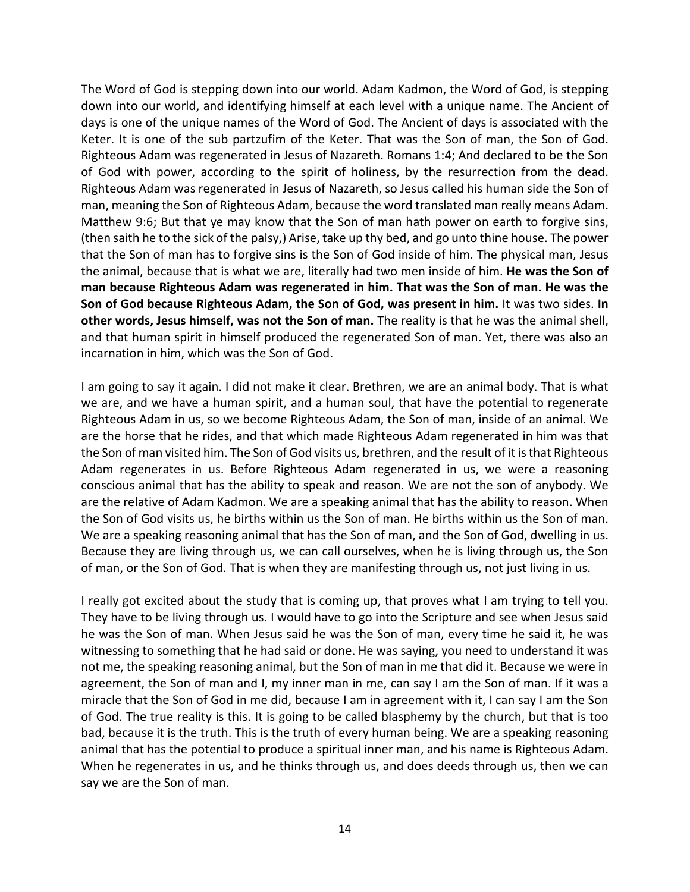The Word of God is stepping down into our world. Adam Kadmon, the Word of God, is stepping down into our world, and identifying himself at each level with a unique name. The Ancient of days is one of the unique names of the Word of God. The Ancient of days is associated with the Keter. It is one of the sub partzufim of the Keter. That was the Son of man, the Son of God. Righteous Adam was regenerated in Jesus of Nazareth. Romans 1:4; And declared to be the Son of God with power, according to the spirit of holiness, by the resurrection from the dead. Righteous Adam was regenerated in Jesus of Nazareth, so Jesus called his human side the Son of man, meaning the Son of Righteous Adam, because the word translated man really means Adam. Matthew 9:6; But that ye may know that the Son of man hath power on earth to forgive sins, (then saith he to the sick of the palsy,) Arise, take up thy bed, and go unto thine house. The power that the Son of man has to forgive sins is the Son of God inside of him. The physical man, Jesus the animal, because that is what we are, literally had two men inside of him. **He was the Son of man because Righteous Adam was regenerated in him. That was the Son of man. He was the Son of God because Righteous Adam, the Son of God, was present in him.** It was two sides. **In other words, Jesus himself, was not the Son of man.** The reality is that he was the animal shell, and that human spirit in himself produced the regenerated Son of man. Yet, there was also an incarnation in him, which was the Son of God.

I am going to say it again. I did not make it clear. Brethren, we are an animal body. That is what we are, and we have a human spirit, and a human soul, that have the potential to regenerate Righteous Adam in us, so we become Righteous Adam, the Son of man, inside of an animal. We are the horse that he rides, and that which made Righteous Adam regenerated in him was that the Son of man visited him. The Son of God visits us, brethren, and the result of it is that Righteous Adam regenerates in us. Before Righteous Adam regenerated in us, we were a reasoning conscious animal that has the ability to speak and reason. We are not the son of anybody. We are the relative of Adam Kadmon. We are a speaking animal that has the ability to reason. When the Son of God visits us, he births within us the Son of man. He births within us the Son of man. We are a speaking reasoning animal that has the Son of man, and the Son of God, dwelling in us. Because they are living through us, we can call ourselves, when he is living through us, the Son of man, or the Son of God. That is when they are manifesting through us, not just living in us.

I really got excited about the study that is coming up, that proves what I am trying to tell you. They have to be living through us. I would have to go into the Scripture and see when Jesus said he was the Son of man. When Jesus said he was the Son of man, every time he said it, he was witnessing to something that he had said or done. He was saying, you need to understand it was not me, the speaking reasoning animal, but the Son of man in me that did it. Because we were in agreement, the Son of man and I, my inner man in me, can say I am the Son of man. If it was a miracle that the Son of God in me did, because I am in agreement with it, I can say I am the Son of God. The true reality is this. It is going to be called blasphemy by the church, but that is too bad, because it is the truth. This is the truth of every human being. We are a speaking reasoning animal that has the potential to produce a spiritual inner man, and his name is Righteous Adam. When he regenerates in us, and he thinks through us, and does deeds through us, then we can say we are the Son of man.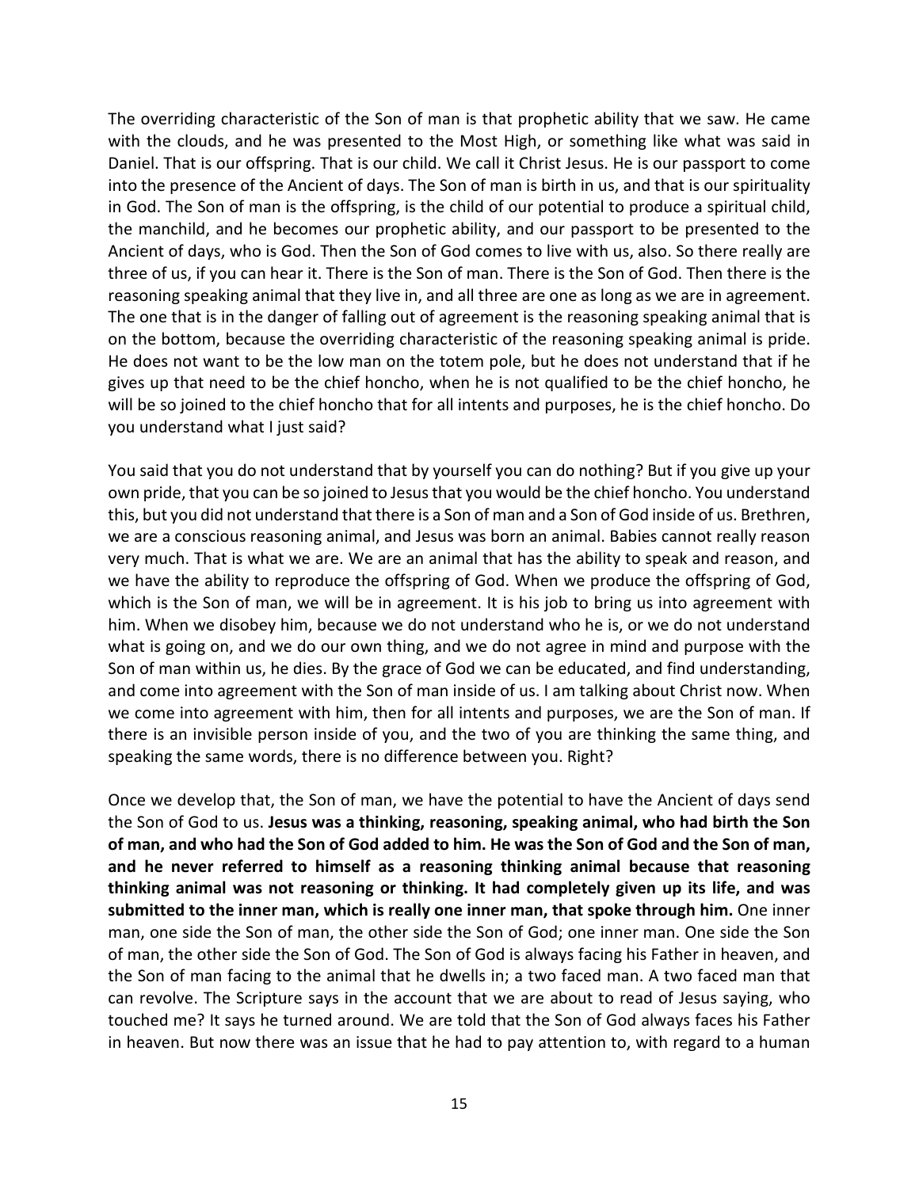The overriding characteristic of the Son of man is that prophetic ability that we saw. He came with the clouds, and he was presented to the Most High, or something like what was said in Daniel. That is our offspring. That is our child. We call it Christ Jesus. He is our passport to come into the presence of the Ancient of days. The Son of man is birth in us, and that is our spirituality in God. The Son of man is the offspring, is the child of our potential to produce a spiritual child, the manchild, and he becomes our prophetic ability, and our passport to be presented to the Ancient of days, who is God. Then the Son of God comes to live with us, also. So there really are three of us, if you can hear it. There is the Son of man. There is the Son of God. Then there is the reasoning speaking animal that they live in, and all three are one as long as we are in agreement. The one that is in the danger of falling out of agreement is the reasoning speaking animal that is on the bottom, because the overriding characteristic of the reasoning speaking animal is pride. He does not want to be the low man on the totem pole, but he does not understand that if he gives up that need to be the chief honcho, when he is not qualified to be the chief honcho, he will be so joined to the chief honcho that for all intents and purposes, he is the chief honcho. Do you understand what I just said?

You said that you do not understand that by yourself you can do nothing? But if you give up your own pride, that you can be so joined to Jesus that you would be the chief honcho. You understand this, but you did not understand that there is a Son of man and a Son of God inside of us. Brethren, we are a conscious reasoning animal, and Jesus was born an animal. Babies cannot really reason very much. That is what we are. We are an animal that has the ability to speak and reason, and we have the ability to reproduce the offspring of God. When we produce the offspring of God, which is the Son of man, we will be in agreement. It is his job to bring us into agreement with him. When we disobey him, because we do not understand who he is, or we do not understand what is going on, and we do our own thing, and we do not agree in mind and purpose with the Son of man within us, he dies. By the grace of God we can be educated, and find understanding, and come into agreement with the Son of man inside of us. I am talking about Christ now. When we come into agreement with him, then for all intents and purposes, we are the Son of man. If there is an invisible person inside of you, and the two of you are thinking the same thing, and speaking the same words, there is no difference between you. Right?

Once we develop that, the Son of man, we have the potential to have the Ancient of days send the Son of God to us. **Jesus was a thinking, reasoning, speaking animal, who had birth the Son of man, and who had the Son of God added to him. He was the Son of God and the Son of man, and he never referred to himself as a reasoning thinking animal because that reasoning thinking animal was not reasoning or thinking. It had completely given up its life, and was submitted to the inner man, which is really one inner man, that spoke through him.** One inner man, one side the Son of man, the other side the Son of God; one inner man. One side the Son of man, the other side the Son of God. The Son of God is always facing his Father in heaven, and the Son of man facing to the animal that he dwells in; a two faced man. A two faced man that can revolve. The Scripture says in the account that we are about to read of Jesus saying, who touched me? It says he turned around. We are told that the Son of God always faces his Father in heaven. But now there was an issue that he had to pay attention to, with regard to a human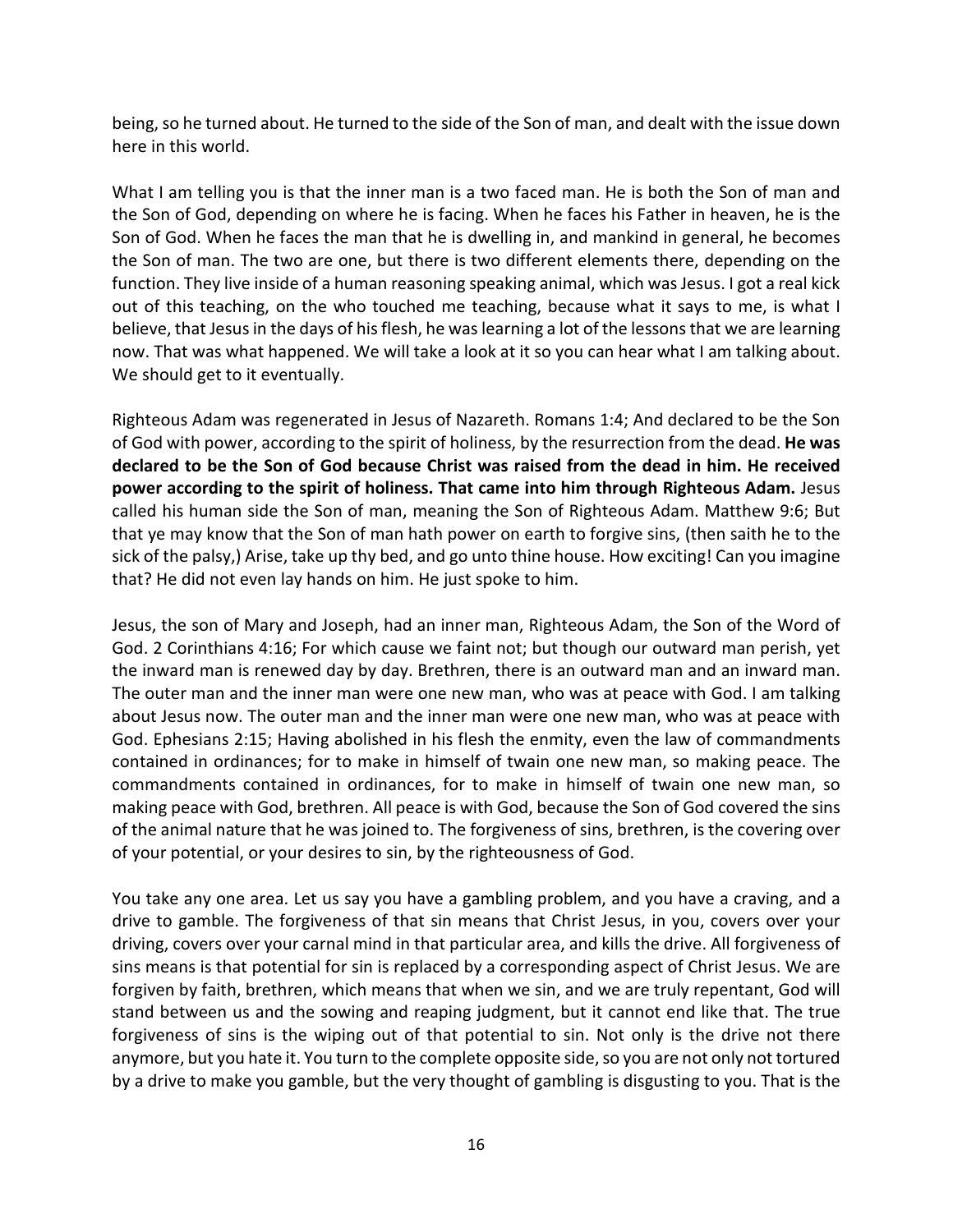being, so he turned about. He turned to the side of the Son of man, and dealt with the issue down here in this world.

What I am telling you is that the inner man is a two faced man. He is both the Son of man and the Son of God, depending on where he is facing. When he faces his Father in heaven, he is the Son of God. When he faces the man that he is dwelling in, and mankind in general, he becomes the Son of man. The two are one, but there is two different elements there, depending on the function. They live inside of a human reasoning speaking animal, which was Jesus. I got a real kick out of this teaching, on the who touched me teaching, because what it says to me, is what I believe, that Jesus in the days of his flesh, he was learning a lot of the lessons that we are learning now. That was what happened. We will take a look at it so you can hear what I am talking about. We should get to it eventually.

Righteous Adam was regenerated in Jesus of Nazareth. Romans 1:4; And declared to be the Son of God with power, according to the spirit of holiness, by the resurrection from the dead. **He was declared to be the Son of God because Christ was raised from the dead in him. He received power according to the spirit of holiness. That came into him through Righteous Adam.** Jesus called his human side the Son of man, meaning the Son of Righteous Adam. Matthew 9:6; But that ye may know that the Son of man hath power on earth to forgive sins, (then saith he to the sick of the palsy,) Arise, take up thy bed, and go unto thine house. How exciting! Can you imagine that? He did not even lay hands on him. He just spoke to him.

Jesus, the son of Mary and Joseph, had an inner man, Righteous Adam, the Son of the Word of God. 2 Corinthians 4:16; For which cause we faint not; but though our outward man perish, yet the inward man is renewed day by day. Brethren, there is an outward man and an inward man. The outer man and the inner man were one new man, who was at peace with God. I am talking about Jesus now. The outer man and the inner man were one new man, who was at peace with God. Ephesians 2:15; Having abolished in his flesh the enmity, even the law of commandments contained in ordinances; for to make in himself of twain one new man, so making peace. The commandments contained in ordinances, for to make in himself of twain one new man, so making peace with God, brethren. All peace is with God, because the Son of God covered the sins of the animal nature that he was joined to. The forgiveness of sins, brethren, is the covering over of your potential, or your desires to sin, by the righteousness of God.

You take any one area. Let us say you have a gambling problem, and you have a craving, and a drive to gamble. The forgiveness of that sin means that Christ Jesus, in you, covers over your driving, covers over your carnal mind in that particular area, and kills the drive. All forgiveness of sins means is that potential for sin is replaced by a corresponding aspect of Christ Jesus. We are forgiven by faith, brethren, which means that when we sin, and we are truly repentant, God will stand between us and the sowing and reaping judgment, but it cannot end like that. The true forgiveness of sins is the wiping out of that potential to sin. Not only is the drive not there anymore, but you hate it. You turn to the complete opposite side, so you are not only not tortured by a drive to make you gamble, but the very thought of gambling is disgusting to you. That is the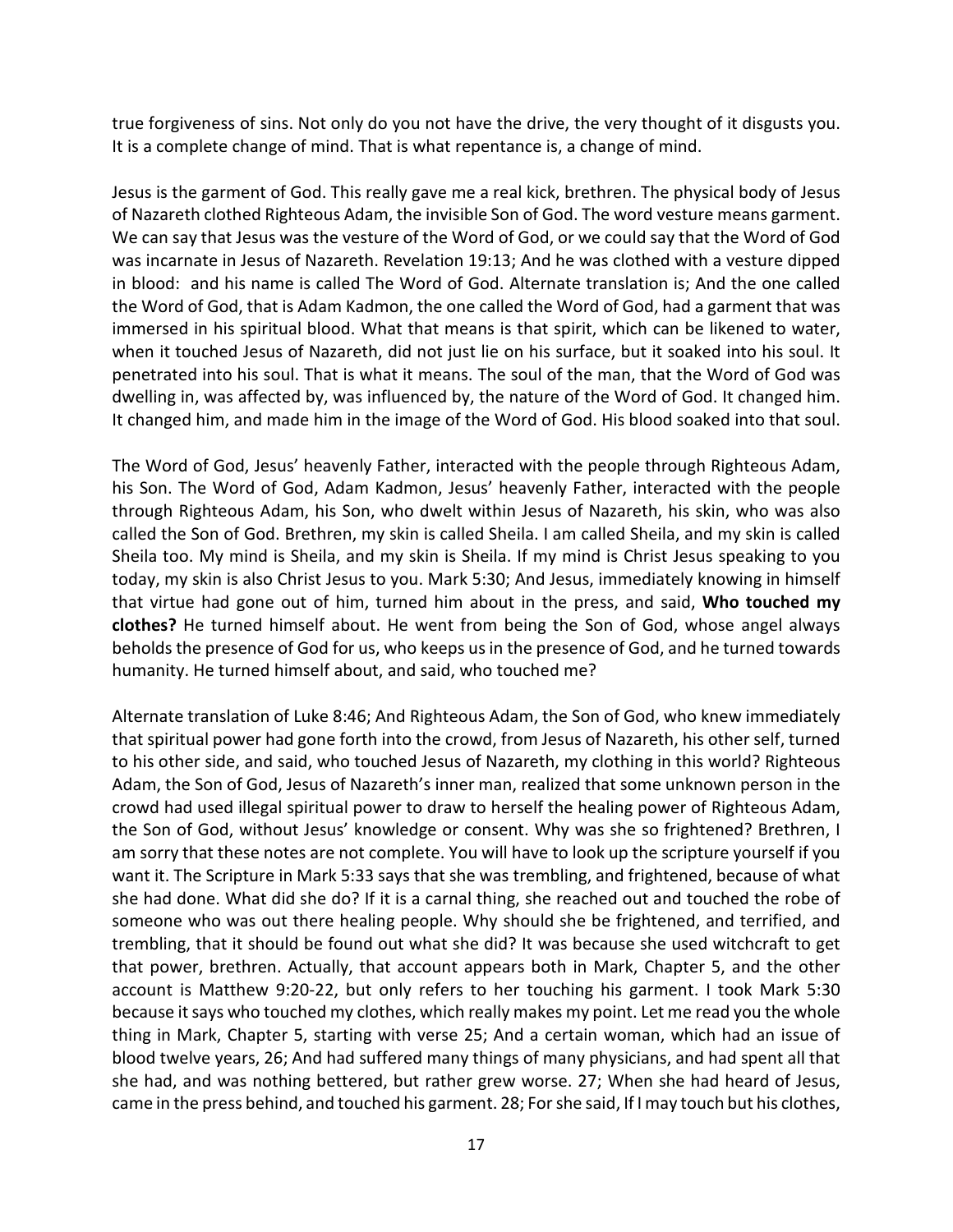true forgiveness of sins. Not only do you not have the drive, the very thought of it disgusts you. It is a complete change of mind. That is what repentance is, a change of mind.

Jesus is the garment of God. This really gave me a real kick, brethren. The physical body of Jesus of Nazareth clothed Righteous Adam, the invisible Son of God. The word vesture means garment. We can say that Jesus was the vesture of the Word of God, or we could say that the Word of God was incarnate in Jesus of Nazareth. Revelation 19:13; And he was clothed with a vesture dipped in blood: and his name is called The Word of God. Alternate translation is; And the one called the Word of God, that is Adam Kadmon, the one called the Word of God, had a garment that was immersed in his spiritual blood. What that means is that spirit, which can be likened to water, when it touched Jesus of Nazareth, did not just lie on his surface, but it soaked into his soul. It penetrated into his soul. That is what it means. The soul of the man, that the Word of God was dwelling in, was affected by, was influenced by, the nature of the Word of God. It changed him. It changed him, and made him in the image of the Word of God. His blood soaked into that soul.

The Word of God, Jesus' heavenly Father, interacted with the people through Righteous Adam, his Son. The Word of God, Adam Kadmon, Jesus' heavenly Father, interacted with the people through Righteous Adam, his Son, who dwelt within Jesus of Nazareth, his skin, who was also called the Son of God. Brethren, my skin is called Sheila. I am called Sheila, and my skin is called Sheila too. My mind is Sheila, and my skin is Sheila. If my mind is Christ Jesus speaking to you today, my skin is also Christ Jesus to you. Mark 5:30; And Jesus, immediately knowing in himself that virtue had gone out of him, turned him about in the press, and said, **Who touched my clothes?** He turned himself about. He went from being the Son of God, whose angel always beholds the presence of God for us, who keeps us in the presence of God, and he turned towards humanity. He turned himself about, and said, who touched me?

Alternate translation of Luke 8:46; And Righteous Adam, the Son of God, who knew immediately that spiritual power had gone forth into the crowd, from Jesus of Nazareth, his other self, turned to his other side, and said, who touched Jesus of Nazareth, my clothing in this world? Righteous Adam, the Son of God, Jesus of Nazareth's inner man, realized that some unknown person in the crowd had used illegal spiritual power to draw to herself the healing power of Righteous Adam, the Son of God, without Jesus' knowledge or consent. Why was she so frightened? Brethren, I am sorry that these notes are not complete. You will have to look up the scripture yourself if you want it. The Scripture in Mark 5:33 says that she was trembling, and frightened, because of what she had done. What did she do? If it is a carnal thing, she reached out and touched the robe of someone who was out there healing people. Why should she be frightened, and terrified, and trembling, that it should be found out what she did? It was because she used witchcraft to get that power, brethren. Actually, that account appears both in Mark, Chapter 5, and the other account is Matthew 9:20-22, but only refers to her touching his garment. I took Mark 5:30 because it says who touched my clothes, which really makes my point. Let me read you the whole thing in Mark, Chapter 5, starting with verse 25; And a certain woman, which had an issue of blood twelve years, 26; And had suffered many things of many physicians, and had spent all that she had, and was nothing bettered, but rather grew worse. 27; When she had heard of Jesus, came in the press behind, and touched his garment. 28; For she said, If I may touch but his clothes,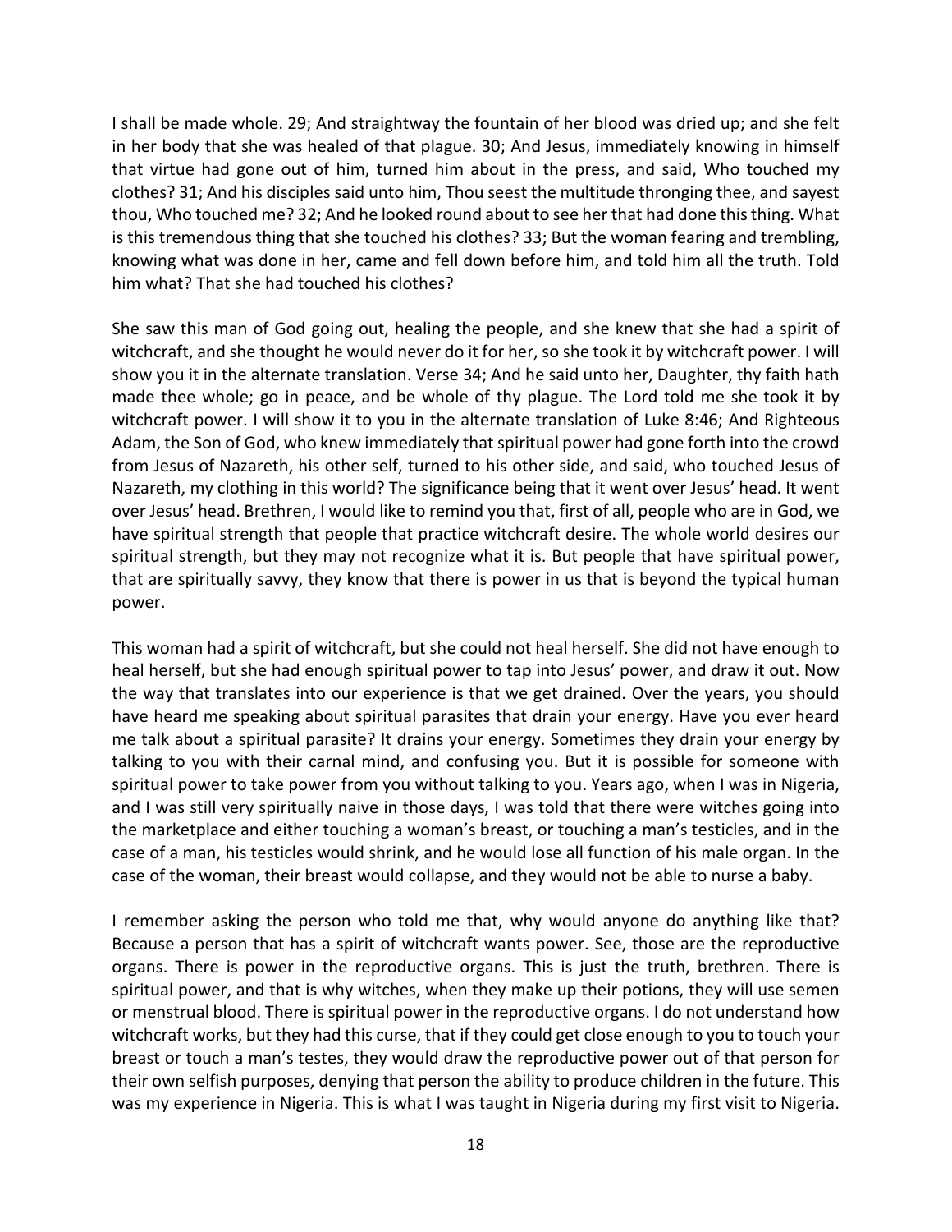I shall be made whole. 29; And straightway the fountain of her blood was dried up; and she felt in her body that she was healed of that plague. 30; And Jesus, immediately knowing in himself that virtue had gone out of him, turned him about in the press, and said, Who touched my clothes? 31; And his disciples said unto him, Thou seest the multitude thronging thee, and sayest thou, Who touched me? 32; And he looked round about to see her that had done this thing. What is this tremendous thing that she touched his clothes? 33; But the woman fearing and trembling, knowing what was done in her, came and fell down before him, and told him all the truth. Told him what? That she had touched his clothes?

She saw this man of God going out, healing the people, and she knew that she had a spirit of witchcraft, and she thought he would never do it for her, so she took it by witchcraft power. I will show you it in the alternate translation. Verse 34; And he said unto her, Daughter, thy faith hath made thee whole; go in peace, and be whole of thy plague. The Lord told me she took it by witchcraft power. I will show it to you in the alternate translation of Luke 8:46; And Righteous Adam, the Son of God, who knew immediately that spiritual power had gone forth into the crowd from Jesus of Nazareth, his other self, turned to his other side, and said, who touched Jesus of Nazareth, my clothing in this world? The significance being that it went over Jesus' head. It went over Jesus' head. Brethren, I would like to remind you that, first of all, people who are in God, we have spiritual strength that people that practice witchcraft desire. The whole world desires our spiritual strength, but they may not recognize what it is. But people that have spiritual power, that are spiritually savvy, they know that there is power in us that is beyond the typical human power.

This woman had a spirit of witchcraft, but she could not heal herself. She did not have enough to heal herself, but she had enough spiritual power to tap into Jesus' power, and draw it out. Now the way that translates into our experience is that we get drained. Over the years, you should have heard me speaking about spiritual parasites that drain your energy. Have you ever heard me talk about a spiritual parasite? It drains your energy. Sometimes they drain your energy by talking to you with their carnal mind, and confusing you. But it is possible for someone with spiritual power to take power from you without talking to you. Years ago, when I was in Nigeria, and I was still very spiritually naive in those days, I was told that there were witches going into the marketplace and either touching a woman's breast, or touching a man's testicles, and in the case of a man, his testicles would shrink, and he would lose all function of his male organ. In the case of the woman, their breast would collapse, and they would not be able to nurse a baby.

I remember asking the person who told me that, why would anyone do anything like that? Because a person that has a spirit of witchcraft wants power. See, those are the reproductive organs. There is power in the reproductive organs. This is just the truth, brethren. There is spiritual power, and that is why witches, when they make up their potions, they will use semen or menstrual blood. There is spiritual power in the reproductive organs. I do not understand how witchcraft works, but they had this curse, that if they could get close enough to you to touch your breast or touch a man's testes, they would draw the reproductive power out of that person for their own selfish purposes, denying that person the ability to produce children in the future. This was my experience in Nigeria. This is what I was taught in Nigeria during my first visit to Nigeria.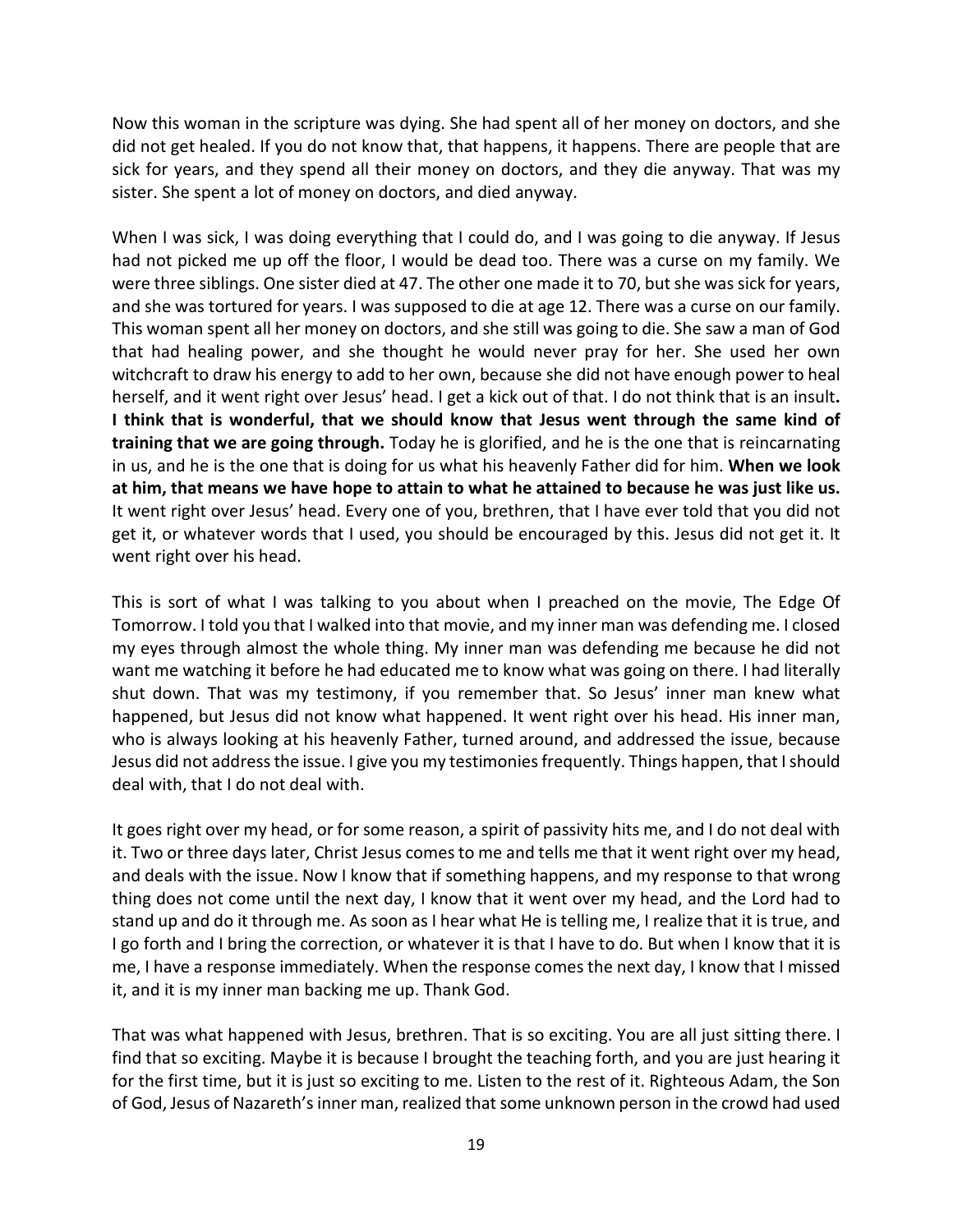Now this woman in the scripture was dying. She had spent all of her money on doctors, and she did not get healed. If you do not know that, that happens, it happens. There are people that are sick for years, and they spend all their money on doctors, and they die anyway. That was my sister. She spent a lot of money on doctors, and died anyway.

When I was sick, I was doing everything that I could do, and I was going to die anyway. If Jesus had not picked me up off the floor, I would be dead too. There was a curse on my family. We were three siblings. One sister died at 47. The other one made it to 70, but she was sick for years, and she was tortured for years. I was supposed to die at age 12. There was a curse on our family. This woman spent all her money on doctors, and she still was going to die. She saw a man of God that had healing power, and she thought he would never pray for her. She used her own witchcraft to draw his energy to add to her own, because she did not have enough power to heal herself, and it went right over Jesus' head. I get a kick out of that. I do not think that is an insult**. I think that is wonderful, that we should know that Jesus went through the same kind of training that we are going through.** Today he is glorified, and he is the one that is reincarnating in us, and he is the one that is doing for us what his heavenly Father did for him. **When we look at him, that means we have hope to attain to what he attained to because he was just like us.** It went right over Jesus' head. Every one of you, brethren, that I have ever told that you did not get it, or whatever words that I used, you should be encouraged by this. Jesus did not get it. It went right over his head.

This is sort of what I was talking to you about when I preached on the movie, The Edge Of Tomorrow. I told you that I walked into that movie, and my inner man was defending me. I closed my eyes through almost the whole thing. My inner man was defending me because he did not want me watching it before he had educated me to know what was going on there. I had literally shut down. That was my testimony, if you remember that. So Jesus' inner man knew what happened, but Jesus did not know what happened. It went right over his head. His inner man, who is always looking at his heavenly Father, turned around, and addressed the issue, because Jesus did not address the issue. I give you my testimonies frequently. Things happen, that I should deal with, that I do not deal with.

It goes right over my head, or for some reason, a spirit of passivity hits me, and I do not deal with it. Two or three days later, Christ Jesus comes to me and tells me that it went right over my head, and deals with the issue. Now I know that if something happens, and my response to that wrong thing does not come until the next day, I know that it went over my head, and the Lord had to stand up and do it through me. As soon as I hear what He is telling me, I realize that it is true, and I go forth and I bring the correction, or whatever it is that I have to do. But when I know that it is me, I have a response immediately. When the response comes the next day, I know that I missed it, and it is my inner man backing me up. Thank God.

That was what happened with Jesus, brethren. That is so exciting. You are all just sitting there. I find that so exciting. Maybe it is because I brought the teaching forth, and you are just hearing it for the first time, but it is just so exciting to me. Listen to the rest of it. Righteous Adam, the Son of God, Jesus of Nazareth's inner man, realized that some unknown person in the crowd had used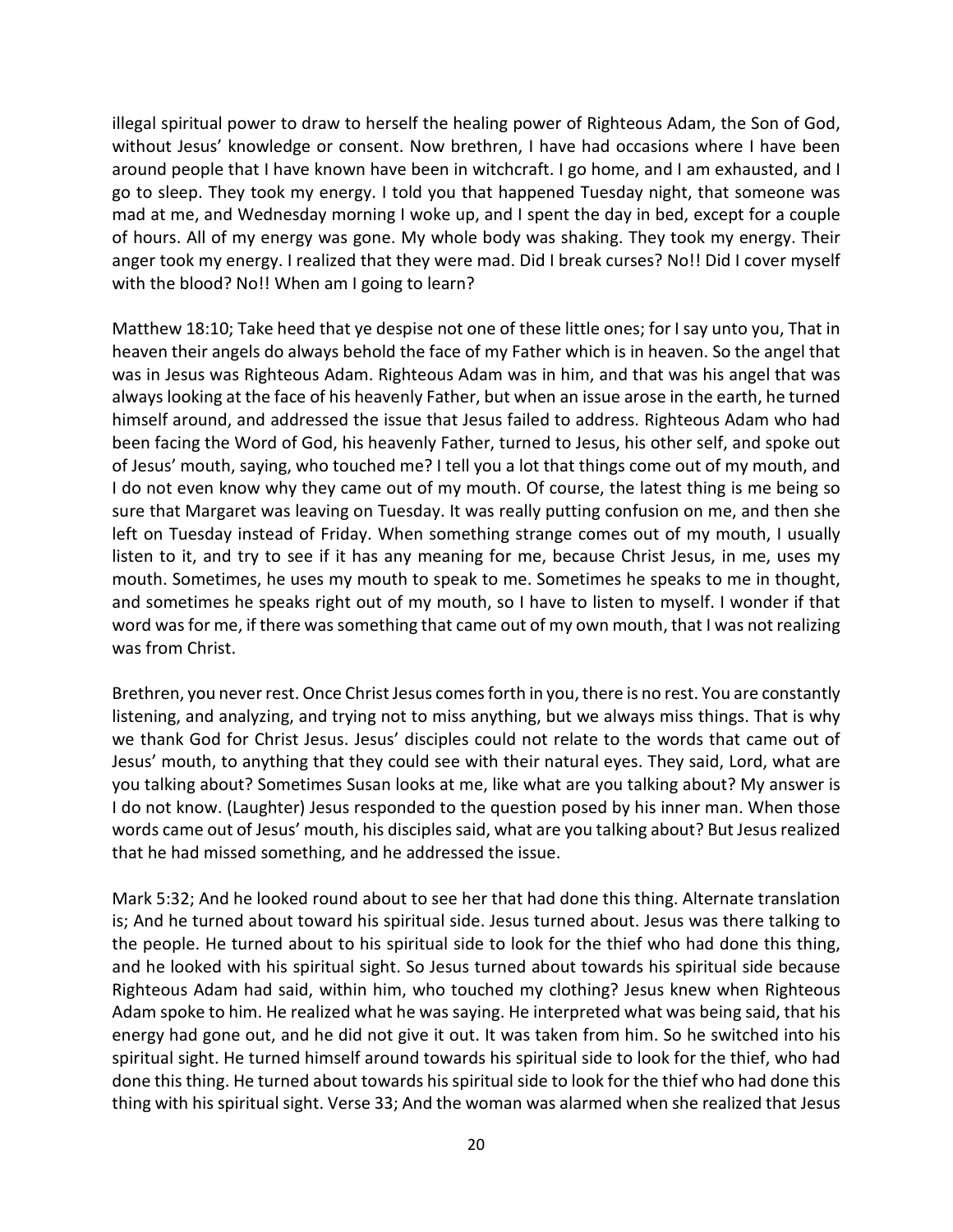illegal spiritual power to draw to herself the healing power of Righteous Adam, the Son of God, without Jesus' knowledge or consent. Now brethren, I have had occasions where I have been around people that I have known have been in witchcraft. I go home, and I am exhausted, and I go to sleep. They took my energy. I told you that happened Tuesday night, that someone was mad at me, and Wednesday morning I woke up, and I spent the day in bed, except for a couple of hours. All of my energy was gone. My whole body was shaking. They took my energy. Their anger took my energy. I realized that they were mad. Did I break curses? No!! Did I cover myself with the blood? No!! When am I going to learn?

Matthew 18:10; Take heed that ye despise not one of these little ones; for I say unto you, That in heaven their angels do always behold the face of my Father which is in heaven. So the angel that was in Jesus was Righteous Adam. Righteous Adam was in him, and that was his angel that was always looking at the face of his heavenly Father, but when an issue arose in the earth, he turned himself around, and addressed the issue that Jesus failed to address. Righteous Adam who had been facing the Word of God, his heavenly Father, turned to Jesus, his other self, and spoke out of Jesus' mouth, saying, who touched me? I tell you a lot that things come out of my mouth, and I do not even know why they came out of my mouth. Of course, the latest thing is me being so sure that Margaret was leaving on Tuesday. It was really putting confusion on me, and then she left on Tuesday instead of Friday. When something strange comes out of my mouth, I usually listen to it, and try to see if it has any meaning for me, because Christ Jesus, in me, uses my mouth. Sometimes, he uses my mouth to speak to me. Sometimes he speaks to me in thought, and sometimes he speaks right out of my mouth, so I have to listen to myself. I wonder if that word was for me, if there was something that came out of my own mouth, that I was not realizing was from Christ.

Brethren, you never rest. Once Christ Jesus comes forth in you, there is no rest. You are constantly listening, and analyzing, and trying not to miss anything, but we always miss things. That is why we thank God for Christ Jesus. Jesus' disciples could not relate to the words that came out of Jesus' mouth, to anything that they could see with their natural eyes. They said, Lord, what are you talking about? Sometimes Susan looks at me, like what are you talking about? My answer is I do not know. (Laughter) Jesus responded to the question posed by his inner man. When those words came out of Jesus' mouth, his disciples said, what are you talking about? But Jesus realized that he had missed something, and he addressed the issue.

Mark 5:32; And he looked round about to see her that had done this thing. Alternate translation is; And he turned about toward his spiritual side. Jesus turned about. Jesus was there talking to the people. He turned about to his spiritual side to look for the thief who had done this thing, and he looked with his spiritual sight. So Jesus turned about towards his spiritual side because Righteous Adam had said, within him, who touched my clothing? Jesus knew when Righteous Adam spoke to him. He realized what he was saying. He interpreted what was being said, that his energy had gone out, and he did not give it out. It was taken from him. So he switched into his spiritual sight. He turned himself around towards his spiritual side to look for the thief, who had done this thing. He turned about towards his spiritual side to look for the thief who had done this thing with his spiritual sight. Verse 33; And the woman was alarmed when she realized that Jesus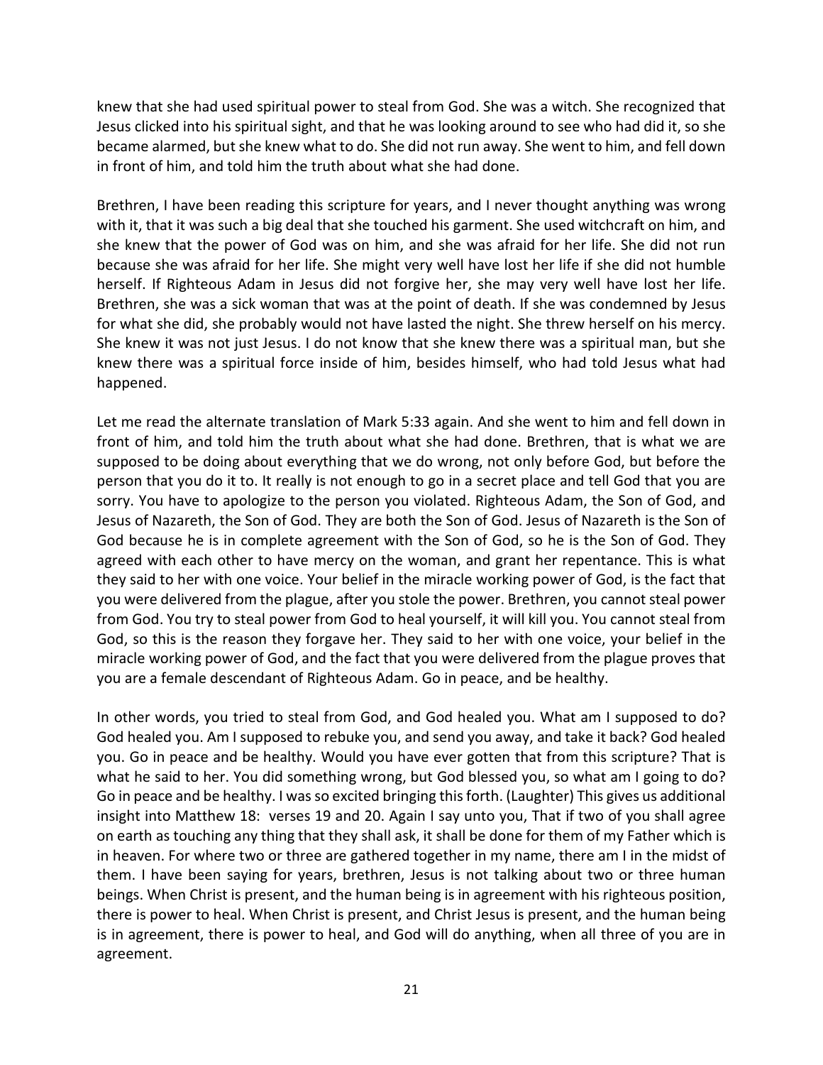knew that she had used spiritual power to steal from God. She was a witch. She recognized that Jesus clicked into his spiritual sight, and that he was looking around to see who had did it, so she became alarmed, but she knew what to do. She did not run away. She went to him, and fell down in front of him, and told him the truth about what she had done.

Brethren, I have been reading this scripture for years, and I never thought anything was wrong with it, that it was such a big deal that she touched his garment. She used witchcraft on him, and she knew that the power of God was on him, and she was afraid for her life. She did not run because she was afraid for her life. She might very well have lost her life if she did not humble herself. If Righteous Adam in Jesus did not forgive her, she may very well have lost her life. Brethren, she was a sick woman that was at the point of death. If she was condemned by Jesus for what she did, she probably would not have lasted the night. She threw herself on his mercy. She knew it was not just Jesus. I do not know that she knew there was a spiritual man, but she knew there was a spiritual force inside of him, besides himself, who had told Jesus what had happened.

Let me read the alternate translation of Mark 5:33 again. And she went to him and fell down in front of him, and told him the truth about what she had done. Brethren, that is what we are supposed to be doing about everything that we do wrong, not only before God, but before the person that you do it to. It really is not enough to go in a secret place and tell God that you are sorry. You have to apologize to the person you violated. Righteous Adam, the Son of God, and Jesus of Nazareth, the Son of God. They are both the Son of God. Jesus of Nazareth is the Son of God because he is in complete agreement with the Son of God, so he is the Son of God. They agreed with each other to have mercy on the woman, and grant her repentance. This is what they said to her with one voice. Your belief in the miracle working power of God, is the fact that you were delivered from the plague, after you stole the power. Brethren, you cannot steal power from God. You try to steal power from God to heal yourself, it will kill you. You cannot steal from God, so this is the reason they forgave her. They said to her with one voice, your belief in the miracle working power of God, and the fact that you were delivered from the plague proves that you are a female descendant of Righteous Adam. Go in peace, and be healthy.

In other words, you tried to steal from God, and God healed you. What am I supposed to do? God healed you. Am I supposed to rebuke you, and send you away, and take it back? God healed you. Go in peace and be healthy. Would you have ever gotten that from this scripture? That is what he said to her. You did something wrong, but God blessed you, so what am I going to do? Go in peace and be healthy. I was so excited bringing this forth. (Laughter) This gives us additional insight into Matthew 18: verses 19 and 20. Again I say unto you, That if two of you shall agree on earth as touching any thing that they shall ask, it shall be done for them of my Father which is in heaven. For where two or three are gathered together in my name, there am I in the midst of them. I have been saying for years, brethren, Jesus is not talking about two or three human beings. When Christ is present, and the human being is in agreement with his righteous position, there is power to heal. When Christ is present, and Christ Jesus is present, and the human being is in agreement, there is power to heal, and God will do anything, when all three of you are in agreement.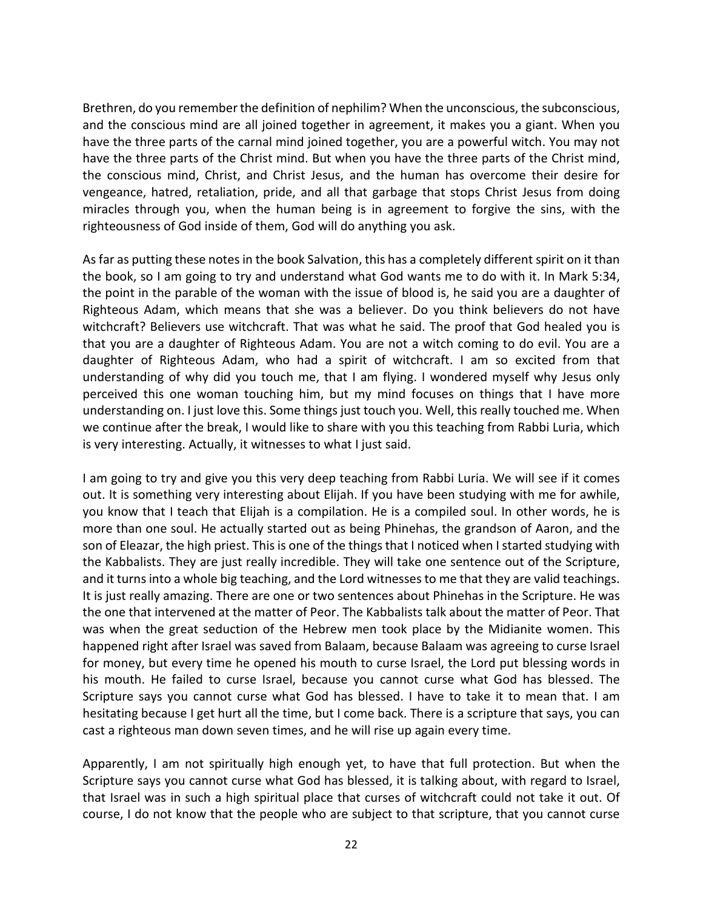Brethren, do you remember the definition of nephilim? When the unconscious, the subconscious, and the conscious mind are all joined together in agreement, it makes you a giant. When you have the three parts of the carnal mind joined together, you are a powerful witch. You may not have the three parts of the Christ mind. But when you have the three parts of the Christ mind, the conscious mind, Christ, and Christ Jesus, and the human has overcome their desire for vengeance, hatred, retaliation, pride, and all that garbage that stops Christ Jesus from doing miracles through you, when the human being is in agreement to forgive the sins, with the righteousness of God inside of them, God will do anything you ask.

As far as putting these notes in the book Salvation, this has a completely different spirit on it than the book, so I am going to try and understand what God wants me to do with it. In Mark 5:34, the point in the parable of the woman with the issue of blood is, he said you are a daughter of Righteous Adam, which means that she was a believer. Do you think believers do not have witchcraft? Believers use witchcraft. That was what he said. The proof that God healed you is that you are a daughter of Righteous Adam. You are not a witch coming to do evil. You are a daughter of Righteous Adam, who had a spirit of witchcraft. I am so excited from that understanding of why did you touch me, that I am flying. I wondered myself why Jesus only perceived this one woman touching him, but my mind focuses on things that I have more understanding on. I just love this. Some things just touch you. Well, this really touched me. When we continue after the break, I would like to share with you this teaching from Rabbi Luria, which is very interesting. Actually, it witnesses to what I just said.

I am going to try and give you this very deep teaching from Rabbi Luria. We will see if it comes out. It is something very interesting about Elijah. If you have been studying with me for awhile, you know that I teach that Elijah is a compilation. He is a compiled soul. In other words, he is more than one soul. He actually started out as being Phinehas, the grandson of Aaron, and the son of Eleazar, the high priest. This is one of the things that I noticed when I started studying with the Kabbalists. They are just really incredible. They will take one sentence out of the Scripture, and it turns into a whole big teaching, and the Lord witnesses to me that they are valid teachings. It is just really amazing. There are one or two sentences about Phinehas in the Scripture. He was the one that intervened at the matter of Peor. The Kabbalists talk about the matter of Peor. That was when the great seduction of the Hebrew men took place by the Midianite women. This happened right after Israel was saved from Balaam, because Balaam was agreeing to curse Israel for money, but every time he opened his mouth to curse Israel, the Lord put blessing words in his mouth. He failed to curse Israel, because you cannot curse what God has blessed. The Scripture says you cannot curse what God has blessed. I have to take it to mean that. I am hesitating because I get hurt all the time, but I come back. There is a scripture that says, you can cast a righteous man down seven times, and he will rise up again every time.

Apparently, I am not spiritually high enough yet, to have that full protection. But when the Scripture says you cannot curse what God has blessed, it is talking about, with regard to Israel, that Israel was in such a high spiritual place that curses of witchcraft could not take it out. Of course, I do not know that the people who are subject to that scripture, that you cannot curse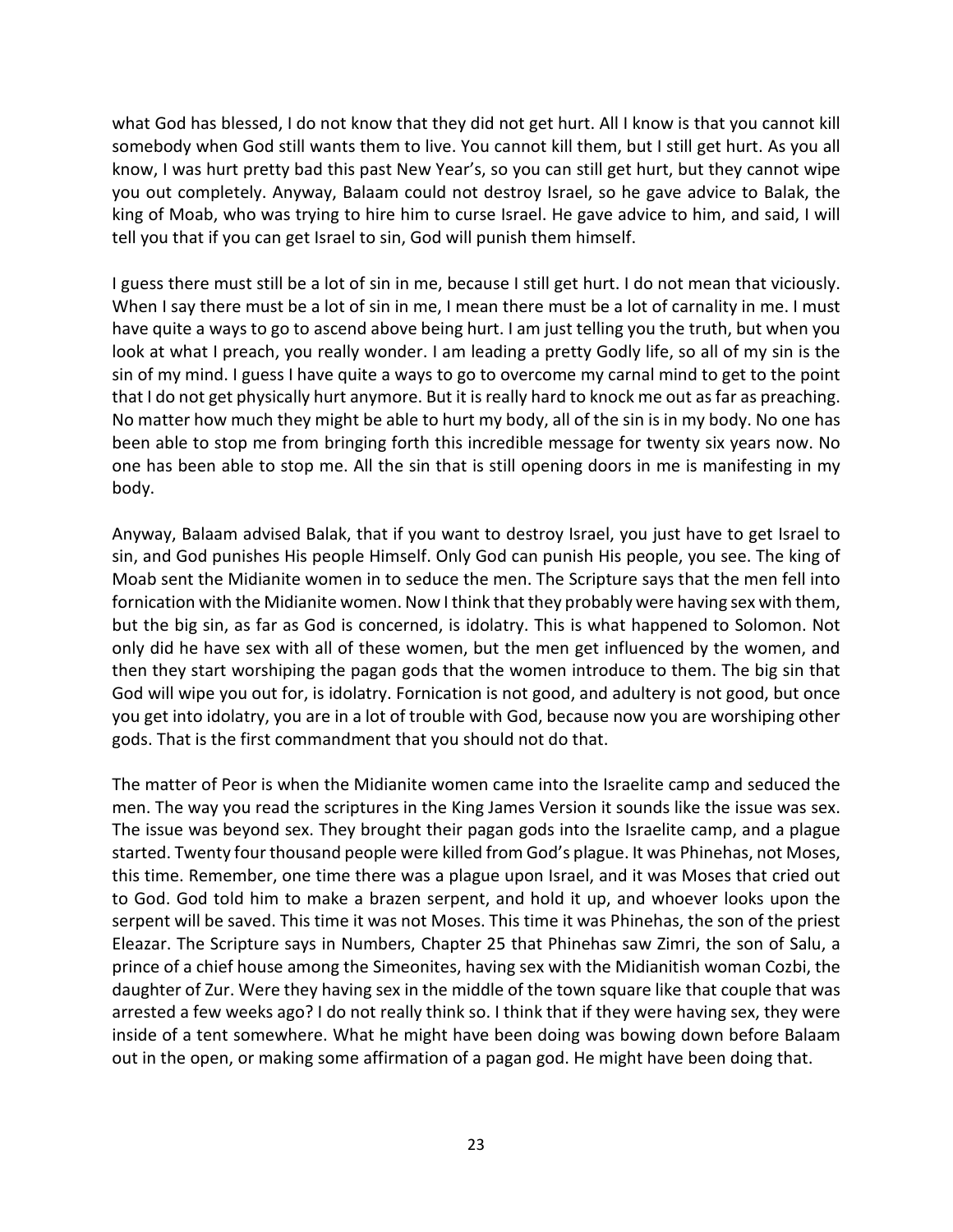what God has blessed, I do not know that they did not get hurt. All I know is that you cannot kill somebody when God still wants them to live. You cannot kill them, but I still get hurt. As you all know, I was hurt pretty bad this past New Year's, so you can still get hurt, but they cannot wipe you out completely. Anyway, Balaam could not destroy Israel, so he gave advice to Balak, the king of Moab, who was trying to hire him to curse Israel. He gave advice to him, and said, I will tell you that if you can get Israel to sin, God will punish them himself.

I guess there must still be a lot of sin in me, because I still get hurt. I do not mean that viciously. When I say there must be a lot of sin in me, I mean there must be a lot of carnality in me. I must have quite a ways to go to ascend above being hurt. I am just telling you the truth, but when you look at what I preach, you really wonder. I am leading a pretty Godly life, so all of my sin is the sin of my mind. I guess I have quite a ways to go to overcome my carnal mind to get to the point that I do not get physically hurt anymore. But it is really hard to knock me out as far as preaching. No matter how much they might be able to hurt my body, all of the sin is in my body. No one has been able to stop me from bringing forth this incredible message for twenty six years now. No one has been able to stop me. All the sin that is still opening doors in me is manifesting in my body.

Anyway, Balaam advised Balak, that if you want to destroy Israel, you just have to get Israel to sin, and God punishes His people Himself. Only God can punish His people, you see. The king of Moab sent the Midianite women in to seduce the men. The Scripture says that the men fell into fornication with the Midianite women. Now I think that they probably were having sex with them, but the big sin, as far as God is concerned, is idolatry. This is what happened to Solomon. Not only did he have sex with all of these women, but the men get influenced by the women, and then they start worshiping the pagan gods that the women introduce to them. The big sin that God will wipe you out for, is idolatry. Fornication is not good, and adultery is not good, but once you get into idolatry, you are in a lot of trouble with God, because now you are worshiping other gods. That is the first commandment that you should not do that.

The matter of Peor is when the Midianite women came into the Israelite camp and seduced the men. The way you read the scriptures in the King James Version it sounds like the issue was sex. The issue was beyond sex. They brought their pagan gods into the Israelite camp, and a plague started. Twenty four thousand people were killed from God's plague. It was Phinehas, not Moses, this time. Remember, one time there was a plague upon Israel, and it was Moses that cried out to God. God told him to make a brazen serpent, and hold it up, and whoever looks upon the serpent will be saved. This time it was not Moses. This time it was Phinehas, the son of the priest Eleazar. The Scripture says in Numbers, Chapter 25 that Phinehas saw Zimri, the son of Salu, a prince of a chief house among the Simeonites, having sex with the Midianitish woman Cozbi, the daughter of Zur. Were they having sex in the middle of the town square like that couple that was arrested a few weeks ago? I do not really think so. I think that if they were having sex, they were inside of a tent somewhere. What he might have been doing was bowing down before Balaam out in the open, or making some affirmation of a pagan god. He might have been doing that.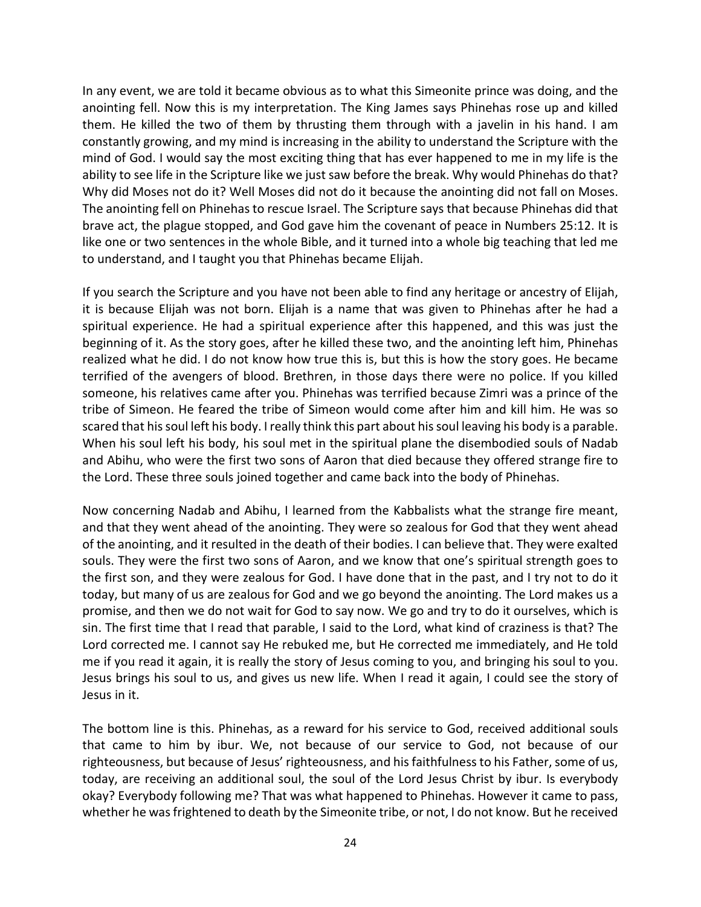In any event, we are told it became obvious as to what this Simeonite prince was doing, and the anointing fell. Now this is my interpretation. The King James says Phinehas rose up and killed them. He killed the two of them by thrusting them through with a javelin in his hand. I am constantly growing, and my mind is increasing in the ability to understand the Scripture with the mind of God. I would say the most exciting thing that has ever happened to me in my life is the ability to see life in the Scripture like we just saw before the break. Why would Phinehas do that? Why did Moses not do it? Well Moses did not do it because the anointing did not fall on Moses. The anointing fell on Phinehas to rescue Israel. The Scripture says that because Phinehas did that brave act, the plague stopped, and God gave him the covenant of peace in Numbers 25:12. It is like one or two sentences in the whole Bible, and it turned into a whole big teaching that led me to understand, and I taught you that Phinehas became Elijah.

If you search the Scripture and you have not been able to find any heritage or ancestry of Elijah, it is because Elijah was not born. Elijah is a name that was given to Phinehas after he had a spiritual experience. He had a spiritual experience after this happened, and this was just the beginning of it. As the story goes, after he killed these two, and the anointing left him, Phinehas realized what he did. I do not know how true this is, but this is how the story goes. He became terrified of the avengers of blood. Brethren, in those days there were no police. If you killed someone, his relatives came after you. Phinehas was terrified because Zimri was a prince of the tribe of Simeon. He feared the tribe of Simeon would come after him and kill him. He was so scared that his soul left his body. I really think this part about his soul leaving his body is a parable. When his soul left his body, his soul met in the spiritual plane the disembodied souls of Nadab and Abihu, who were the first two sons of Aaron that died because they offered strange fire to the Lord. These three souls joined together and came back into the body of Phinehas.

Now concerning Nadab and Abihu, I learned from the Kabbalists what the strange fire meant, and that they went ahead of the anointing. They were so zealous for God that they went ahead of the anointing, and it resulted in the death of their bodies. I can believe that. They were exalted souls. They were the first two sons of Aaron, and we know that one's spiritual strength goes to the first son, and they were zealous for God. I have done that in the past, and I try not to do it today, but many of us are zealous for God and we go beyond the anointing. The Lord makes us a promise, and then we do not wait for God to say now. We go and try to do it ourselves, which is sin. The first time that I read that parable, I said to the Lord, what kind of craziness is that? The Lord corrected me. I cannot say He rebuked me, but He corrected me immediately, and He told me if you read it again, it is really the story of Jesus coming to you, and bringing his soul to you. Jesus brings his soul to us, and gives us new life. When I read it again, I could see the story of Jesus in it.

The bottom line is this. Phinehas, as a reward for his service to God, received additional souls that came to him by ibur. We, not because of our service to God, not because of our righteousness, but because of Jesus' righteousness, and his faithfulness to his Father, some of us, today, are receiving an additional soul, the soul of the Lord Jesus Christ by ibur. Is everybody okay? Everybody following me? That was what happened to Phinehas. However it came to pass, whether he was frightened to death by the Simeonite tribe, or not, I do not know. But he received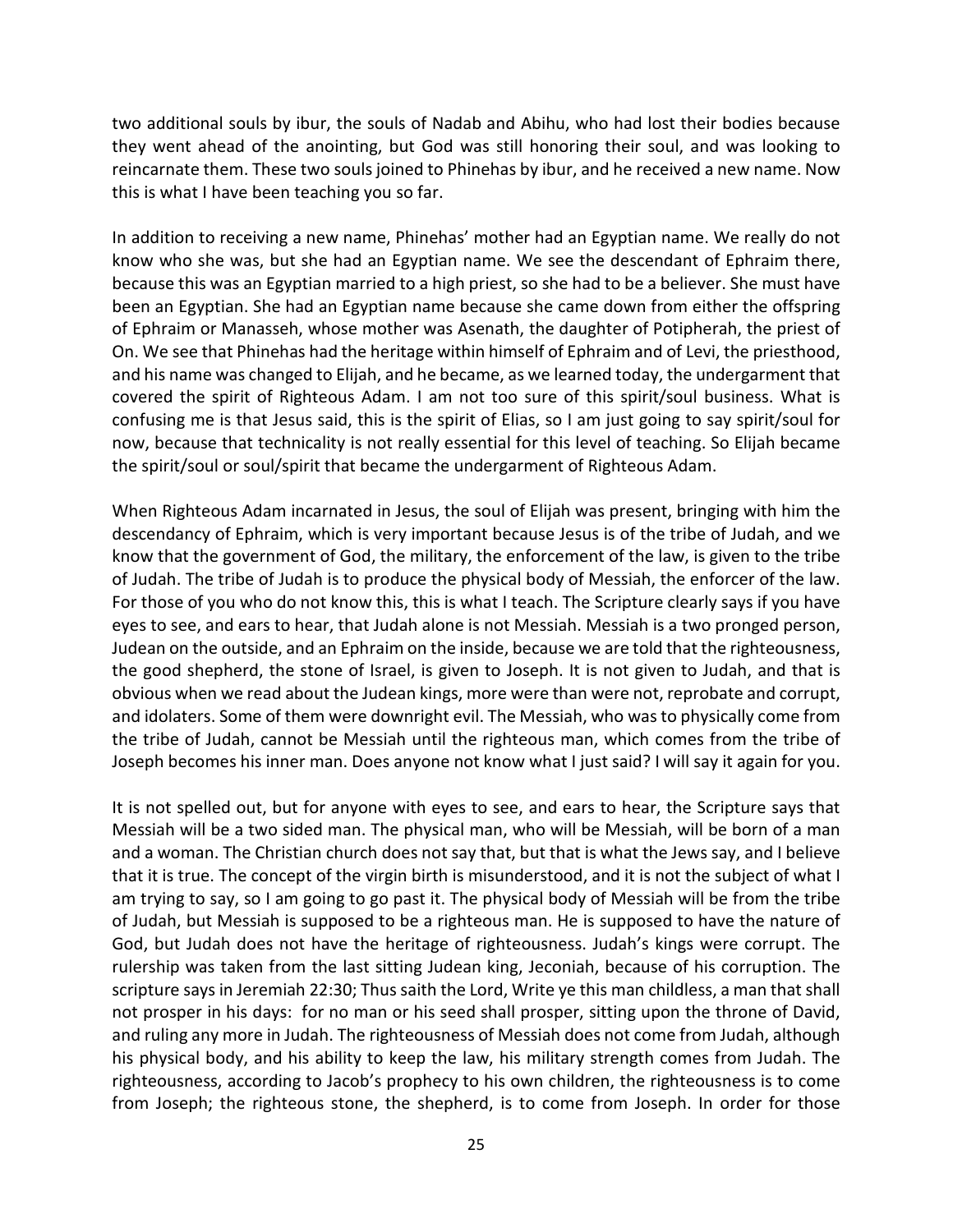two additional souls by ibur, the souls of Nadab and Abihu, who had lost their bodies because they went ahead of the anointing, but God was still honoring their soul, and was looking to reincarnate them. These two souls joined to Phinehas by ibur, and he received a new name. Now this is what I have been teaching you so far.

In addition to receiving a new name, Phinehas' mother had an Egyptian name. We really do not know who she was, but she had an Egyptian name. We see the descendant of Ephraim there, because this was an Egyptian married to a high priest, so she had to be a believer. She must have been an Egyptian. She had an Egyptian name because she came down from either the offspring of Ephraim or Manasseh, whose mother was Asenath, the daughter of Potipherah, the priest of On. We see that Phinehas had the heritage within himself of Ephraim and of Levi, the priesthood, and his name was changed to Elijah, and he became, as we learned today, the undergarment that covered the spirit of Righteous Adam. I am not too sure of this spirit/soul business. What is confusing me is that Jesus said, this is the spirit of Elias, so I am just going to say spirit/soul for now, because that technicality is not really essential for this level of teaching. So Elijah became the spirit/soul or soul/spirit that became the undergarment of Righteous Adam.

When Righteous Adam incarnated in Jesus, the soul of Elijah was present, bringing with him the descendancy of Ephraim, which is very important because Jesus is of the tribe of Judah, and we know that the government of God, the military, the enforcement of the law, is given to the tribe of Judah. The tribe of Judah is to produce the physical body of Messiah, the enforcer of the law. For those of you who do not know this, this is what I teach. The Scripture clearly says if you have eyes to see, and ears to hear, that Judah alone is not Messiah. Messiah is a two pronged person, Judean on the outside, and an Ephraim on the inside, because we are told that the righteousness, the good shepherd, the stone of Israel, is given to Joseph. It is not given to Judah, and that is obvious when we read about the Judean kings, more were than were not, reprobate and corrupt, and idolaters. Some of them were downright evil. The Messiah, who was to physically come from the tribe of Judah, cannot be Messiah until the righteous man, which comes from the tribe of Joseph becomes his inner man. Does anyone not know what I just said? I will say it again for you.

It is not spelled out, but for anyone with eyes to see, and ears to hear, the Scripture says that Messiah will be a two sided man. The physical man, who will be Messiah, will be born of a man and a woman. The Christian church does not say that, but that is what the Jews say, and I believe that it is true. The concept of the virgin birth is misunderstood, and it is not the subject of what I am trying to say, so I am going to go past it. The physical body of Messiah will be from the tribe of Judah, but Messiah is supposed to be a righteous man. He is supposed to have the nature of God, but Judah does not have the heritage of righteousness. Judah's kings were corrupt. The rulership was taken from the last sitting Judean king, Jeconiah, because of his corruption. The scripture says in Jeremiah 22:30; Thus saith the Lord, Write ye this man childless, a man that shall not prosper in his days: for no man or his seed shall prosper, sitting upon the throne of David, and ruling any more in Judah. The righteousness of Messiah does not come from Judah, although his physical body, and his ability to keep the law, his military strength comes from Judah. The righteousness, according to Jacob's prophecy to his own children, the righteousness is to come from Joseph; the righteous stone, the shepherd, is to come from Joseph. In order for those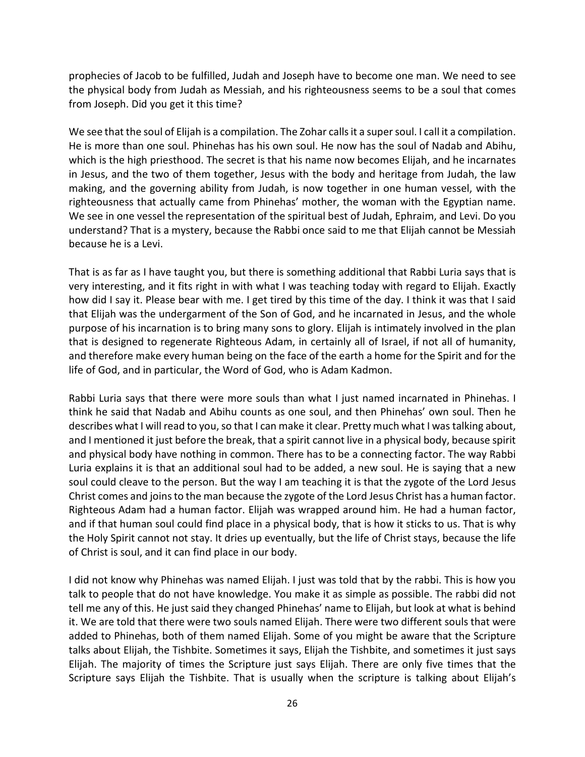prophecies of Jacob to be fulfilled, Judah and Joseph have to become one man. We need to see the physical body from Judah as Messiah, and his righteousness seems to be a soul that comes from Joseph. Did you get it this time?

We see that the soul of Elijah is a compilation. The Zohar calls it a super soul. I call it a compilation. He is more than one soul. Phinehas has his own soul. He now has the soul of Nadab and Abihu, which is the high priesthood. The secret is that his name now becomes Elijah, and he incarnates in Jesus, and the two of them together, Jesus with the body and heritage from Judah, the law making, and the governing ability from Judah, is now together in one human vessel, with the righteousness that actually came from Phinehas' mother, the woman with the Egyptian name. We see in one vessel the representation of the spiritual best of Judah, Ephraim, and Levi. Do you understand? That is a mystery, because the Rabbi once said to me that Elijah cannot be Messiah because he is a Levi.

That is as far as I have taught you, but there is something additional that Rabbi Luria says that is very interesting, and it fits right in with what I was teaching today with regard to Elijah. Exactly how did I say it. Please bear with me. I get tired by this time of the day. I think it was that I said that Elijah was the undergarment of the Son of God, and he incarnated in Jesus, and the whole purpose of his incarnation is to bring many sons to glory. Elijah is intimately involved in the plan that is designed to regenerate Righteous Adam, in certainly all of Israel, if not all of humanity, and therefore make every human being on the face of the earth a home for the Spirit and for the life of God, and in particular, the Word of God, who is Adam Kadmon.

Rabbi Luria says that there were more souls than what I just named incarnated in Phinehas. I think he said that Nadab and Abihu counts as one soul, and then Phinehas' own soul. Then he describes what I will read to you, so that I can make it clear. Pretty much what I was talking about, and I mentioned it just before the break, that a spirit cannot live in a physical body, because spirit and physical body have nothing in common. There has to be a connecting factor. The way Rabbi Luria explains it is that an additional soul had to be added, a new soul. He is saying that a new soul could cleave to the person. But the way I am teaching it is that the zygote of the Lord Jesus Christ comes and joins to the man because the zygote of the Lord Jesus Christ has a human factor. Righteous Adam had a human factor. Elijah was wrapped around him. He had a human factor, and if that human soul could find place in a physical body, that is how it sticks to us. That is why the Holy Spirit cannot not stay. It dries up eventually, but the life of Christ stays, because the life of Christ is soul, and it can find place in our body.

I did not know why Phinehas was named Elijah. I just was told that by the rabbi. This is how you talk to people that do not have knowledge. You make it as simple as possible. The rabbi did not tell me any of this. He just said they changed Phinehas' name to Elijah, but look at what is behind it. We are told that there were two souls named Elijah. There were two different souls that were added to Phinehas, both of them named Elijah. Some of you might be aware that the Scripture talks about Elijah, the Tishbite. Sometimes it says, Elijah the Tishbite, and sometimes it just says Elijah. The majority of times the Scripture just says Elijah. There are only five times that the Scripture says Elijah the Tishbite. That is usually when the scripture is talking about Elijah's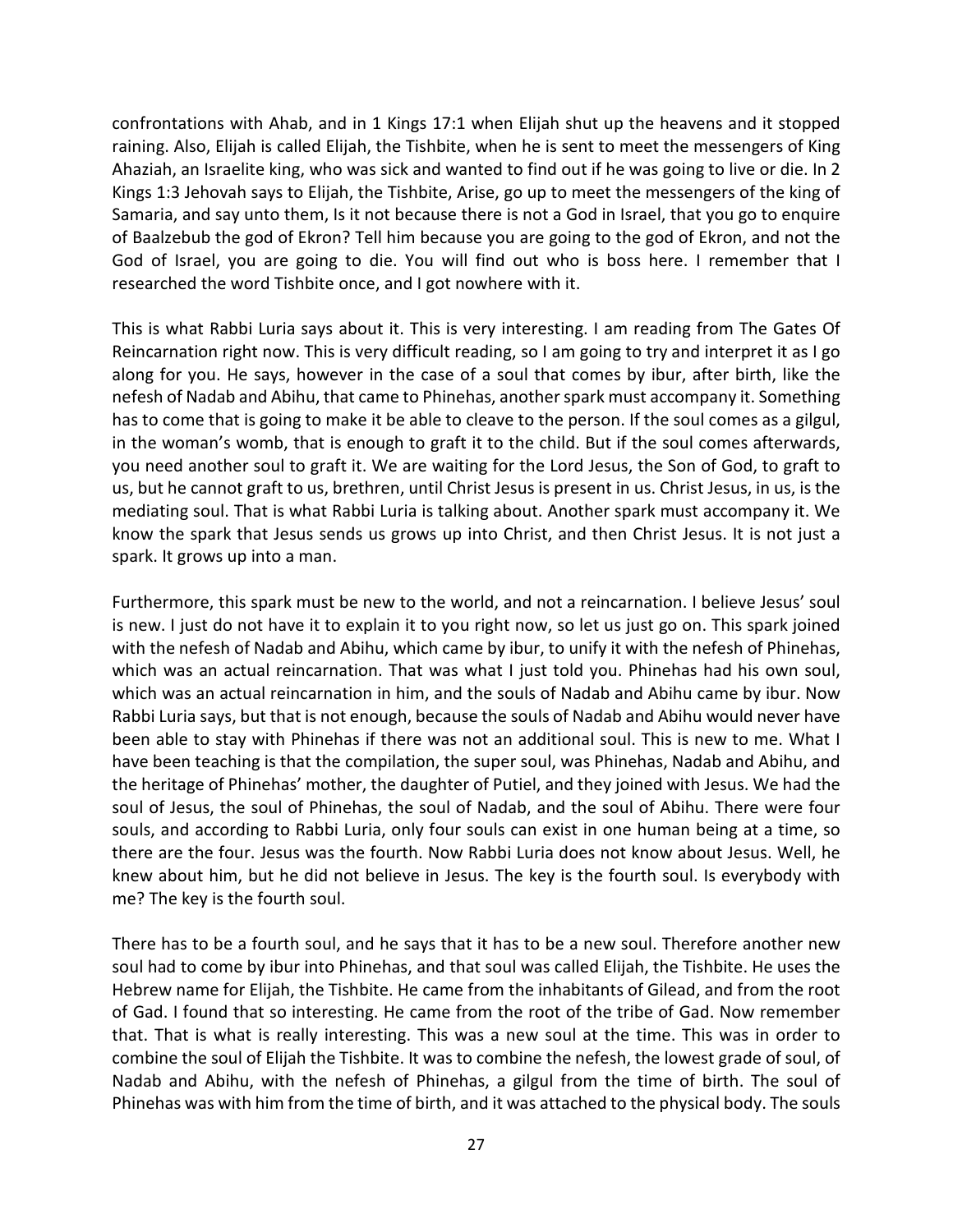confrontations with Ahab, and in 1 Kings 17:1 when Elijah shut up the heavens and it stopped raining. Also, Elijah is called Elijah, the Tishbite, when he is sent to meet the messengers of King Ahaziah, an Israelite king, who was sick and wanted to find out if he was going to live or die. In 2 Kings 1:3 Jehovah says to Elijah, the Tishbite, Arise, go up to meet the messengers of the king of Samaria, and say unto them, Is it not because there is not a God in Israel, that you go to enquire of Baalzebub the god of Ekron? Tell him because you are going to the god of Ekron, and not the God of Israel, you are going to die. You will find out who is boss here. I remember that I researched the word Tishbite once, and I got nowhere with it.

This is what Rabbi Luria says about it. This is very interesting. I am reading from The Gates Of Reincarnation right now. This is very difficult reading, so I am going to try and interpret it as I go along for you. He says, however in the case of a soul that comes by ibur, after birth, like the nefesh of Nadab and Abihu, that came to Phinehas, another spark must accompany it. Something has to come that is going to make it be able to cleave to the person. If the soul comes as a gilgul, in the woman's womb, that is enough to graft it to the child. But if the soul comes afterwards, you need another soul to graft it. We are waiting for the Lord Jesus, the Son of God, to graft to us, but he cannot graft to us, brethren, until Christ Jesus is present in us. Christ Jesus, in us, is the mediating soul. That is what Rabbi Luria is talking about. Another spark must accompany it. We know the spark that Jesus sends us grows up into Christ, and then Christ Jesus. It is not just a spark. It grows up into a man.

Furthermore, this spark must be new to the world, and not a reincarnation. I believe Jesus' soul is new. I just do not have it to explain it to you right now, so let us just go on. This spark joined with the nefesh of Nadab and Abihu, which came by ibur, to unify it with the nefesh of Phinehas, which was an actual reincarnation. That was what I just told you. Phinehas had his own soul, which was an actual reincarnation in him, and the souls of Nadab and Abihu came by ibur. Now Rabbi Luria says, but that is not enough, because the souls of Nadab and Abihu would never have been able to stay with Phinehas if there was not an additional soul. This is new to me. What I have been teaching is that the compilation, the super soul, was Phinehas, Nadab and Abihu, and the heritage of Phinehas' mother, the daughter of Putiel, and they joined with Jesus. We had the soul of Jesus, the soul of Phinehas, the soul of Nadab, and the soul of Abihu. There were four souls, and according to Rabbi Luria, only four souls can exist in one human being at a time, so there are the four. Jesus was the fourth. Now Rabbi Luria does not know about Jesus. Well, he knew about him, but he did not believe in Jesus. The key is the fourth soul. Is everybody with me? The key is the fourth soul.

There has to be a fourth soul, and he says that it has to be a new soul. Therefore another new soul had to come by ibur into Phinehas, and that soul was called Elijah, the Tishbite. He uses the Hebrew name for Elijah, the Tishbite. He came from the inhabitants of Gilead, and from the root of Gad. I found that so interesting. He came from the root of the tribe of Gad. Now remember that. That is what is really interesting. This was a new soul at the time. This was in order to combine the soul of Elijah the Tishbite. It was to combine the nefesh, the lowest grade of soul, of Nadab and Abihu, with the nefesh of Phinehas, a gilgul from the time of birth. The soul of Phinehas was with him from the time of birth, and it was attached to the physical body. The souls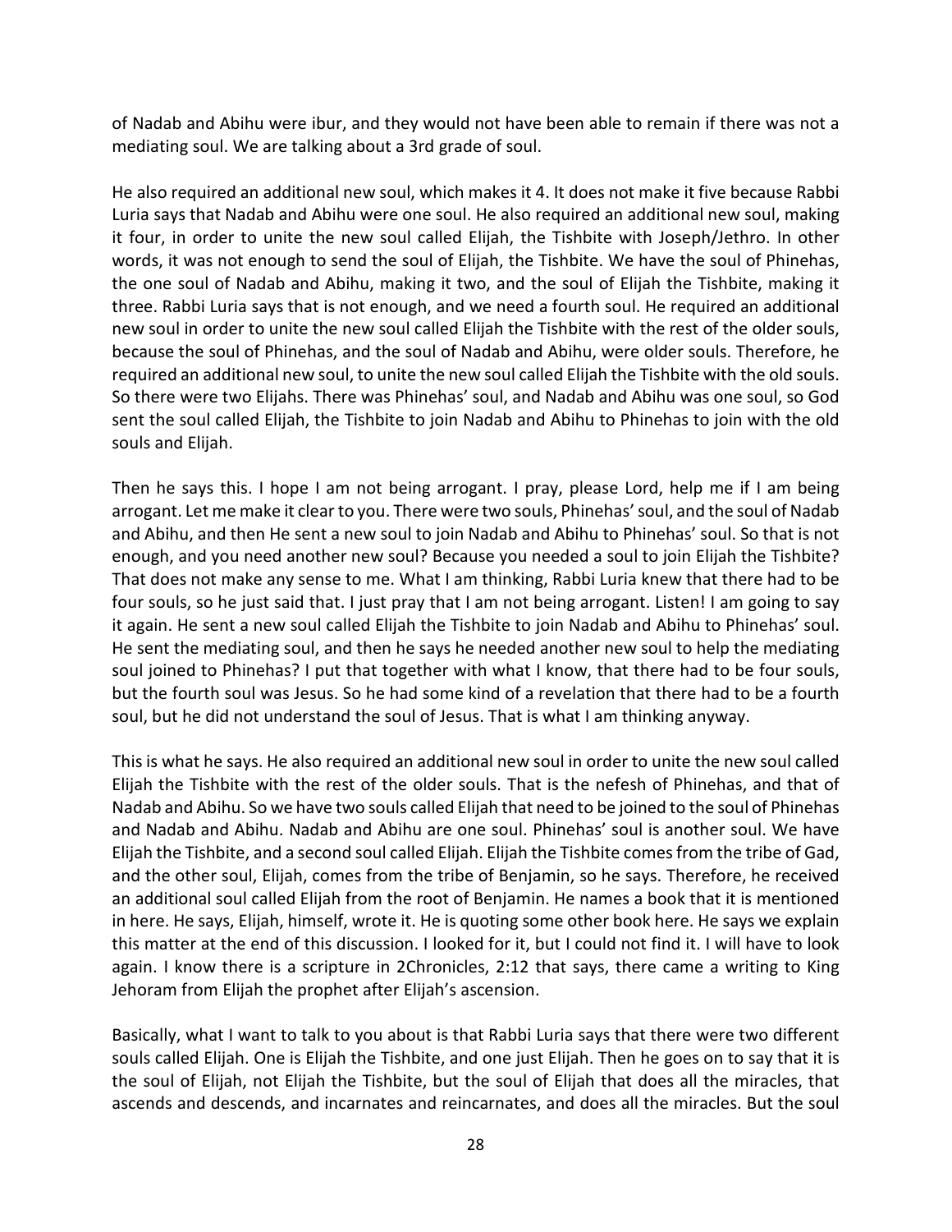of Nadab and Abihu were ibur, and they would not have been able to remain if there was not a mediating soul. We are talking about a 3rd grade of soul.

He also required an additional new soul, which makes it 4. It does not make it five because Rabbi Luria says that Nadab and Abihu were one soul. He also required an additional new soul, making it four, in order to unite the new soul called Elijah, the Tishbite with Joseph/Jethro. In other words, it was not enough to send the soul of Elijah, the Tishbite. We have the soul of Phinehas, the one soul of Nadab and Abihu, making it two, and the soul of Elijah the Tishbite, making it three. Rabbi Luria says that is not enough, and we need a fourth soul. He required an additional new soul in order to unite the new soul called Elijah the Tishbite with the rest of the older souls, because the soul of Phinehas, and the soul of Nadab and Abihu, were older souls. Therefore, he required an additional new soul, to unite the new soul called Elijah the Tishbite with the old souls. So there were two Elijahs. There was Phinehas' soul, and Nadab and Abihu was one soul, so God sent the soul called Elijah, the Tishbite to join Nadab and Abihu to Phinehas to join with the old souls and Elijah.

Then he says this. I hope I am not being arrogant. I pray, please Lord, help me if I am being arrogant. Let me make it clear to you. There were two souls, Phinehas' soul, and the soul of Nadab and Abihu, and then He sent a new soul to join Nadab and Abihu to Phinehas' soul. So that is not enough, and you need another new soul? Because you needed a soul to join Elijah the Tishbite? That does not make any sense to me. What I am thinking, Rabbi Luria knew that there had to be four souls, so he just said that. I just pray that I am not being arrogant. Listen! I am going to say it again. He sent a new soul called Elijah the Tishbite to join Nadab and Abihu to Phinehas' soul. He sent the mediating soul, and then he says he needed another new soul to help the mediating soul joined to Phinehas? I put that together with what I know, that there had to be four souls, but the fourth soul was Jesus. So he had some kind of a revelation that there had to be a fourth soul, but he did not understand the soul of Jesus. That is what I am thinking anyway.

This is what he says. He also required an additional new soul in order to unite the new soul called Elijah the Tishbite with the rest of the older souls. That is the nefesh of Phinehas, and that of Nadab and Abihu. So we have two souls called Elijah that need to be joined to the soul of Phinehas and Nadab and Abihu. Nadab and Abihu are one soul. Phinehas' soul is another soul. We have Elijah the Tishbite, and a second soul called Elijah. Elijah the Tishbite comes from the tribe of Gad, and the other soul, Elijah, comes from the tribe of Benjamin, so he says. Therefore, he received an additional soul called Elijah from the root of Benjamin. He names a book that it is mentioned in here. He says, Elijah, himself, wrote it. He is quoting some other book here. He says we explain this matter at the end of this discussion. I looked for it, but I could not find it. I will have to look again. I know there is a scripture in 2Chronicles, 2:12 that says, there came a writing to King Jehoram from Elijah the prophet after Elijah's ascension.

Basically, what I want to talk to you about is that Rabbi Luria says that there were two different souls called Elijah. One is Elijah the Tishbite, and one just Elijah. Then he goes on to say that it is the soul of Elijah, not Elijah the Tishbite, but the soul of Elijah that does all the miracles, that ascends and descends, and incarnates and reincarnates, and does all the miracles. But the soul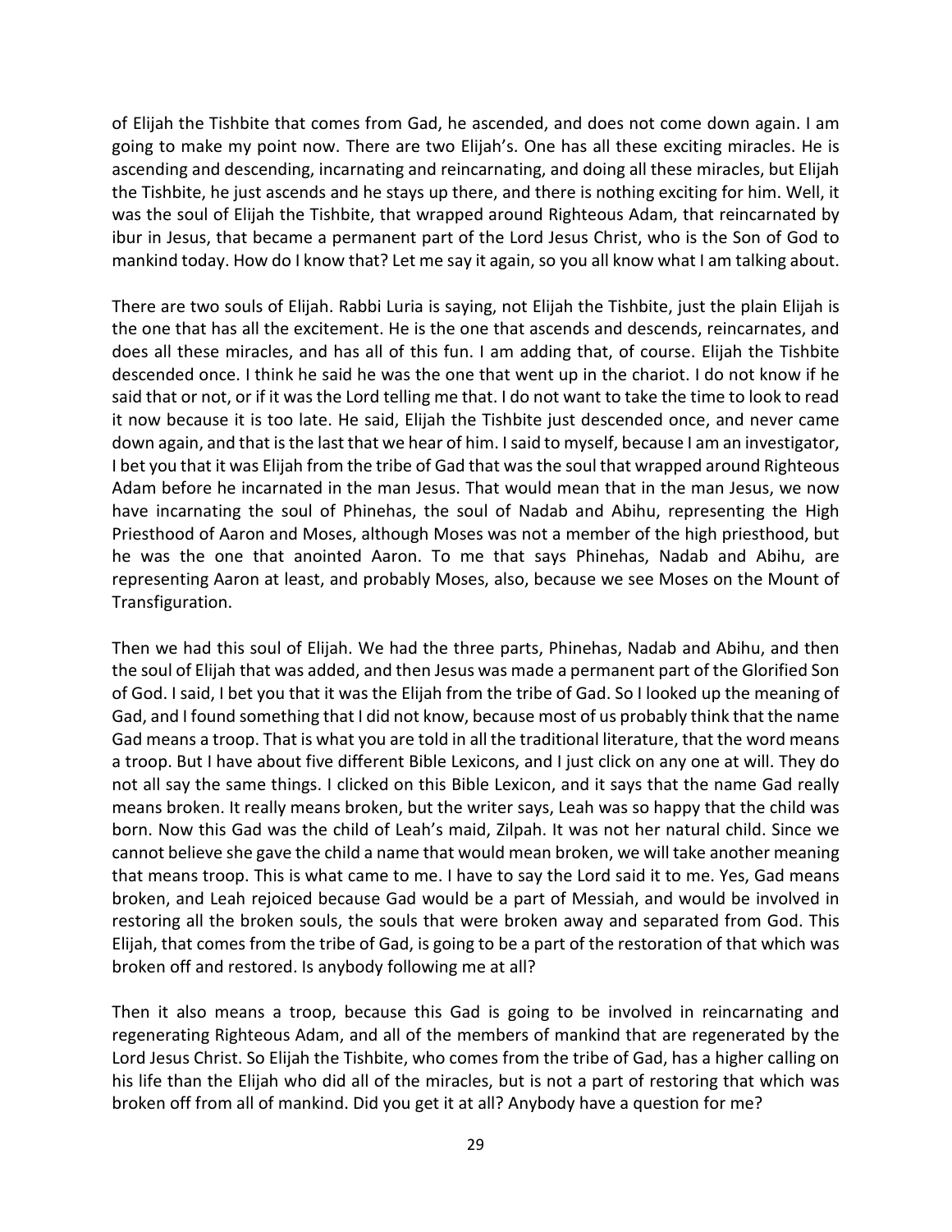of Elijah the Tishbite that comes from Gad, he ascended, and does not come down again. I am going to make my point now. There are two Elijah's. One has all these exciting miracles. He is ascending and descending, incarnating and reincarnating, and doing all these miracles, but Elijah the Tishbite, he just ascends and he stays up there, and there is nothing exciting for him. Well, it was the soul of Elijah the Tishbite, that wrapped around Righteous Adam, that reincarnated by ibur in Jesus, that became a permanent part of the Lord Jesus Christ, who is the Son of God to mankind today. How do I know that? Let me say it again, so you all know what I am talking about.

There are two souls of Elijah. Rabbi Luria is saying, not Elijah the Tishbite, just the plain Elijah is the one that has all the excitement. He is the one that ascends and descends, reincarnates, and does all these miracles, and has all of this fun. I am adding that, of course. Elijah the Tishbite descended once. I think he said he was the one that went up in the chariot. I do not know if he said that or not, or if it was the Lord telling me that. I do not want to take the time to look to read it now because it is too late. He said, Elijah the Tishbite just descended once, and never came down again, and that is the last that we hear of him. I said to myself, because I am an investigator, I bet you that it was Elijah from the tribe of Gad that was the soul that wrapped around Righteous Adam before he incarnated in the man Jesus. That would mean that in the man Jesus, we now have incarnating the soul of Phinehas, the soul of Nadab and Abihu, representing the High Priesthood of Aaron and Moses, although Moses was not a member of the high priesthood, but he was the one that anointed Aaron. To me that says Phinehas, Nadab and Abihu, are representing Aaron at least, and probably Moses, also, because we see Moses on the Mount of Transfiguration.

Then we had this soul of Elijah. We had the three parts, Phinehas, Nadab and Abihu, and then the soul of Elijah that was added, and then Jesus was made a permanent part of the Glorified Son of God. I said, I bet you that it was the Elijah from the tribe of Gad. So I looked up the meaning of Gad, and I found something that I did not know, because most of us probably think that the name Gad means a troop. That is what you are told in all the traditional literature, that the word means a troop. But I have about five different Bible Lexicons, and I just click on any one at will. They do not all say the same things. I clicked on this Bible Lexicon, and it says that the name Gad really means broken. It really means broken, but the writer says, Leah was so happy that the child was born. Now this Gad was the child of Leah's maid, Zilpah. It was not her natural child. Since we cannot believe she gave the child a name that would mean broken, we will take another meaning that means troop. This is what came to me. I have to say the Lord said it to me. Yes, Gad means broken, and Leah rejoiced because Gad would be a part of Messiah, and would be involved in restoring all the broken souls, the souls that were broken away and separated from God. This Elijah, that comes from the tribe of Gad, is going to be a part of the restoration of that which was broken off and restored. Is anybody following me at all?

Then it also means a troop, because this Gad is going to be involved in reincarnating and regenerating Righteous Adam, and all of the members of mankind that are regenerated by the Lord Jesus Christ. So Elijah the Tishbite, who comes from the tribe of Gad, has a higher calling on his life than the Elijah who did all of the miracles, but is not a part of restoring that which was broken off from all of mankind. Did you get it at all? Anybody have a question for me?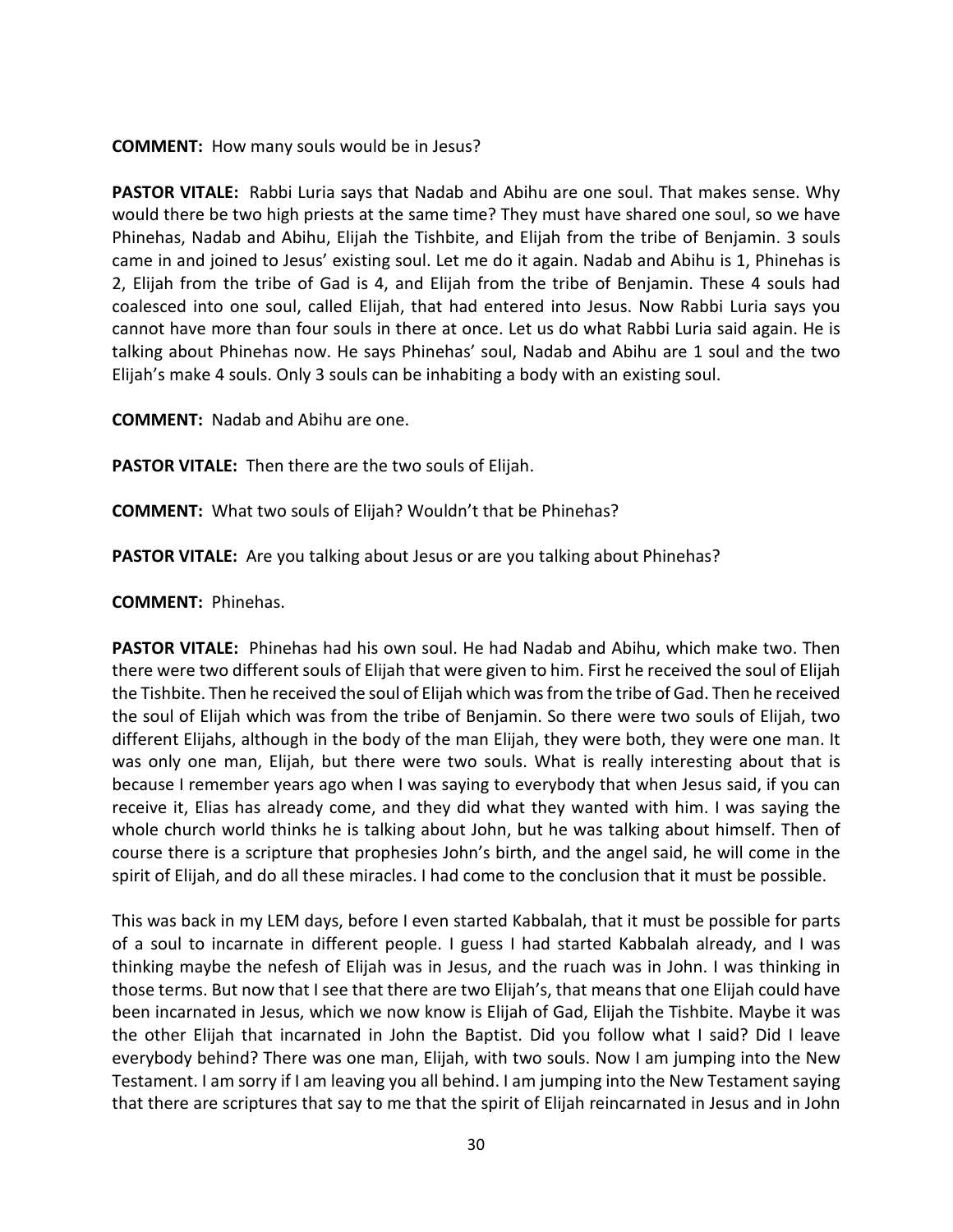**COMMENT:** How many souls would be in Jesus?

**PASTOR VITALE:** Rabbi Luria says that Nadab and Abihu are one soul. That makes sense. Why would there be two high priests at the same time? They must have shared one soul, so we have Phinehas, Nadab and Abihu, Elijah the Tishbite, and Elijah from the tribe of Benjamin. 3 souls came in and joined to Jesus' existing soul. Let me do it again. Nadab and Abihu is 1, Phinehas is 2, Elijah from the tribe of Gad is 4, and Elijah from the tribe of Benjamin. These 4 souls had coalesced into one soul, called Elijah, that had entered into Jesus. Now Rabbi Luria says you cannot have more than four souls in there at once. Let us do what Rabbi Luria said again. He is talking about Phinehas now. He says Phinehas' soul, Nadab and Abihu are 1 soul and the two Elijah's make 4 souls. Only 3 souls can be inhabiting a body with an existing soul.

**COMMENT:** Nadab and Abihu are one.

**PASTOR VITALE:** Then there are the two souls of Elijah.

**COMMENT:** What two souls of Elijah? Wouldn't that be Phinehas?

**PASTOR VITALE:** Are you talking about Jesus or are you talking about Phinehas?

**COMMENT:** Phinehas.

**PASTOR VITALE:** Phinehas had his own soul. He had Nadab and Abihu, which make two. Then there were two different souls of Elijah that were given to him. First he received the soul of Elijah the Tishbite. Then he received the soul of Elijah which was from the tribe of Gad. Then he received the soul of Elijah which was from the tribe of Benjamin. So there were two souls of Elijah, two different Elijahs, although in the body of the man Elijah, they were both, they were one man. It was only one man, Elijah, but there were two souls. What is really interesting about that is because I remember years ago when I was saying to everybody that when Jesus said, if you can receive it, Elias has already come, and they did what they wanted with him. I was saying the whole church world thinks he is talking about John, but he was talking about himself. Then of course there is a scripture that prophesies John's birth, and the angel said, he will come in the spirit of Elijah, and do all these miracles. I had come to the conclusion that it must be possible.

This was back in my LEM days, before I even started Kabbalah, that it must be possible for parts of a soul to incarnate in different people. I guess I had started Kabbalah already, and I was thinking maybe the nefesh of Elijah was in Jesus, and the ruach was in John. I was thinking in those terms. But now that I see that there are two Elijah's, that means that one Elijah could have been incarnated in Jesus, which we now know is Elijah of Gad, Elijah the Tishbite. Maybe it was the other Elijah that incarnated in John the Baptist. Did you follow what I said? Did I leave everybody behind? There was one man, Elijah, with two souls. Now I am jumping into the New Testament. I am sorry if I am leaving you all behind. I am jumping into the New Testament saying that there are scriptures that say to me that the spirit of Elijah reincarnated in Jesus and in John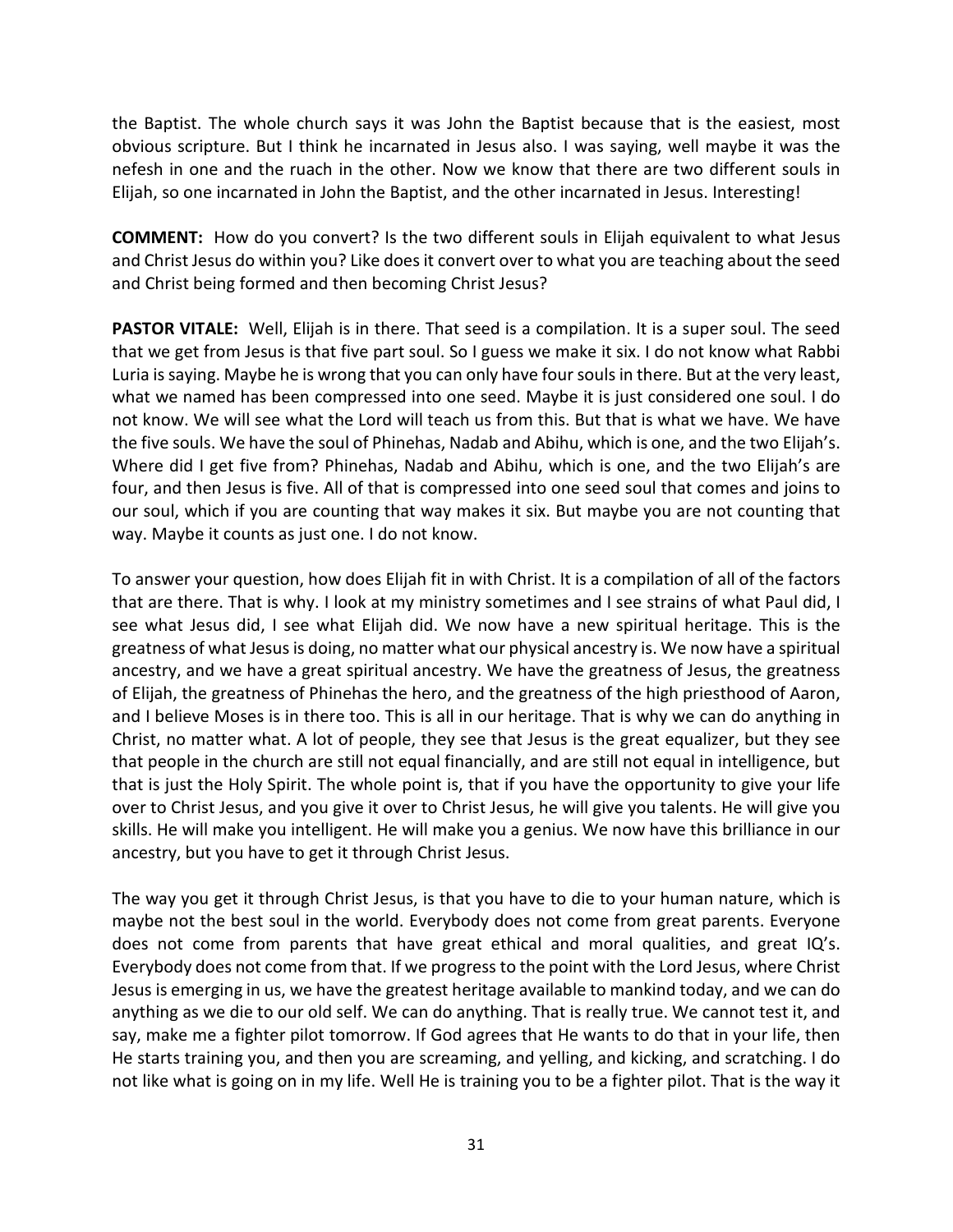the Baptist. The whole church says it was John the Baptist because that is the easiest, most obvious scripture. But I think he incarnated in Jesus also. I was saying, well maybe it was the nefesh in one and the ruach in the other. Now we know that there are two different souls in Elijah, so one incarnated in John the Baptist, and the other incarnated in Jesus. Interesting!

**COMMENT:** How do you convert? Is the two different souls in Elijah equivalent to what Jesus and Christ Jesus do within you? Like does it convert over to what you are teaching about the seed and Christ being formed and then becoming Christ Jesus?

**PASTOR VITALE:** Well, Elijah is in there. That seed is a compilation. It is a super soul. The seed that we get from Jesus is that five part soul. So I guess we make it six. I do not know what Rabbi Luria is saying. Maybe he is wrong that you can only have four souls in there. But at the very least, what we named has been compressed into one seed. Maybe it is just considered one soul. I do not know. We will see what the Lord will teach us from this. But that is what we have. We have the five souls. We have the soul of Phinehas, Nadab and Abihu, which is one, and the two Elijah's. Where did I get five from? Phinehas, Nadab and Abihu, which is one, and the two Elijah's are four, and then Jesus is five. All of that is compressed into one seed soul that comes and joins to our soul, which if you are counting that way makes it six. But maybe you are not counting that way. Maybe it counts as just one. I do not know.

To answer your question, how does Elijah fit in with Christ. It is a compilation of all of the factors that are there. That is why. I look at my ministry sometimes and I see strains of what Paul did, I see what Jesus did, I see what Elijah did. We now have a new spiritual heritage. This is the greatness of what Jesus is doing, no matter what our physical ancestry is. We now have a spiritual ancestry, and we have a great spiritual ancestry. We have the greatness of Jesus, the greatness of Elijah, the greatness of Phinehas the hero, and the greatness of the high priesthood of Aaron, and I believe Moses is in there too. This is all in our heritage. That is why we can do anything in Christ, no matter what. A lot of people, they see that Jesus is the great equalizer, but they see that people in the church are still not equal financially, and are still not equal in intelligence, but that is just the Holy Spirit. The whole point is, that if you have the opportunity to give your life over to Christ Jesus, and you give it over to Christ Jesus, he will give you talents. He will give you skills. He will make you intelligent. He will make you a genius. We now have this brilliance in our ancestry, but you have to get it through Christ Jesus.

The way you get it through Christ Jesus, is that you have to die to your human nature, which is maybe not the best soul in the world. Everybody does not come from great parents. Everyone does not come from parents that have great ethical and moral qualities, and great IQ's. Everybody does not come from that. If we progress to the point with the Lord Jesus, where Christ Jesus is emerging in us, we have the greatest heritage available to mankind today, and we can do anything as we die to our old self. We can do anything. That is really true. We cannot test it, and say, make me a fighter pilot tomorrow. If God agrees that He wants to do that in your life, then He starts training you, and then you are screaming, and yelling, and kicking, and scratching. I do not like what is going on in my life. Well He is training you to be a fighter pilot. That is the way it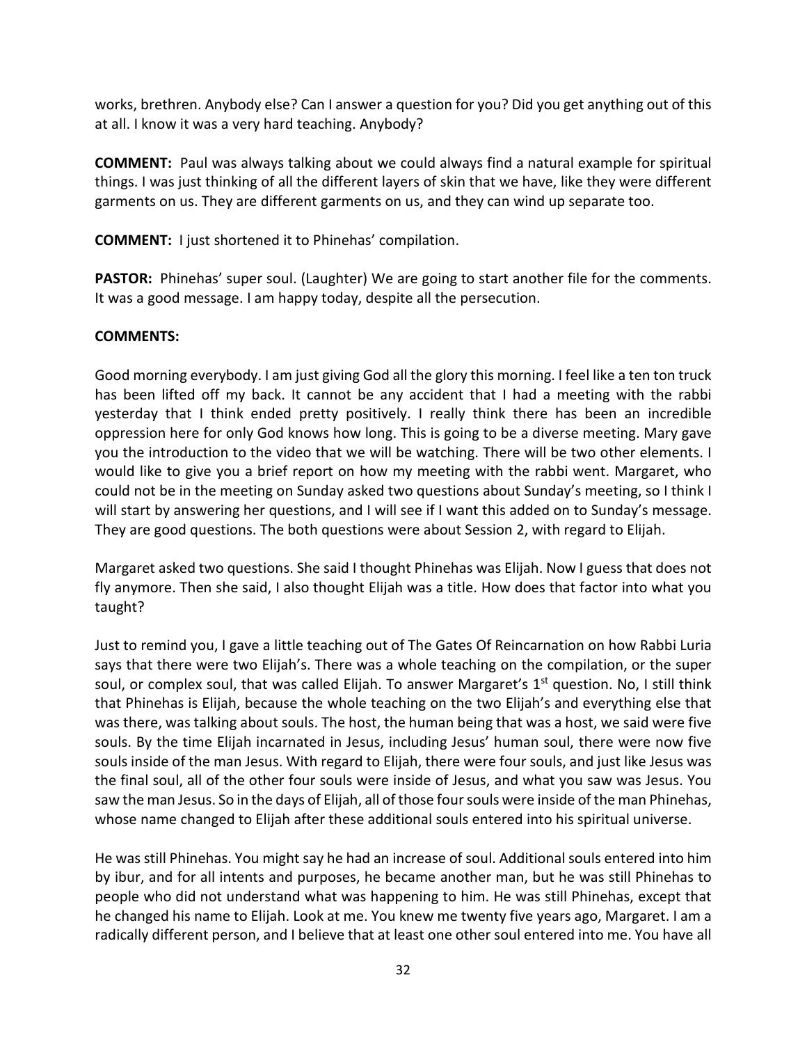works, brethren. Anybody else? Can I answer a question for you? Did you get anything out of this at all. I know it was a very hard teaching. Anybody?

**COMMENT:** Paul was always talking about we could always find a natural example for spiritual things. I was just thinking of all the different layers of skin that we have, like they were different garments on us. They are different garments on us, and they can wind up separate too.

**COMMENT:** I just shortened it to Phinehas' compilation.

**PASTOR:** Phinehas' super soul. (Laughter) We are going to start another file for the comments. It was a good message. I am happy today, despite all the persecution.

**COMMENTS:**

Good morning everybody. I am just giving God all the glory this morning. I feel like a ten ton truck has been lifted off my back. It cannot be any accident that I had a meeting with the rabbi yesterday that I think ended pretty positively. I really think there has been an incredible oppression here for only God knows how long. This is going to be a diverse meeting. Mary gave you the introduction to the video that we will be watching. There will be two other elements. I would like to give you a brief report on how my meeting with the rabbi went. Margaret, who could not be in the meeting on Sunday asked two questions about Sunday's meeting, so I think I will start by answering her questions, and I will see if I want this added on to Sunday's message. They are good questions. The both questions were about Session 2, with regard to Elijah.

Margaret asked two questions. She said I thought Phinehas was Elijah. Now I guess that does not fly anymore. Then she said, I also thought Elijah was a title. How does that factor into what you taught?

Just to remind you, I gave a little teaching out of The Gates Of Reincarnation on how Rabbi Luria says that there were two Elijah's. There was a whole teaching on the compilation, or the super soul, or complex soul, that was called Elijah. To answer Margaret's 1st question. No, I still think that Phinehas is Elijah, because the whole teaching on the two Elijah's and everything else that was there, was talking about souls. The host, the human being that was a host, we said were five souls. By the time Elijah incarnated in Jesus, including Jesus' human soul, there were now five souls inside of the man Jesus. With regard to Elijah, there were four souls, and just like Jesus was the final soul, all of the other four souls were inside of Jesus, and what you saw was Jesus. You saw the man Jesus. So in the days of Elijah, all of those four souls were inside of the man Phinehas, whose name changed to Elijah after these additional souls entered into his spiritual universe.

He was still Phinehas. You might say he had an increase of soul. Additional souls entered into him by ibur, and for all intents and purposes, he became another man, but he was still Phinehas to people who did not understand what was happening to him. He was still Phinehas, except that he changed his name to Elijah. Look at me. You knew me twenty five years ago, Margaret. I am a radically different person, and I believe that at least one other soul entered into me. You have all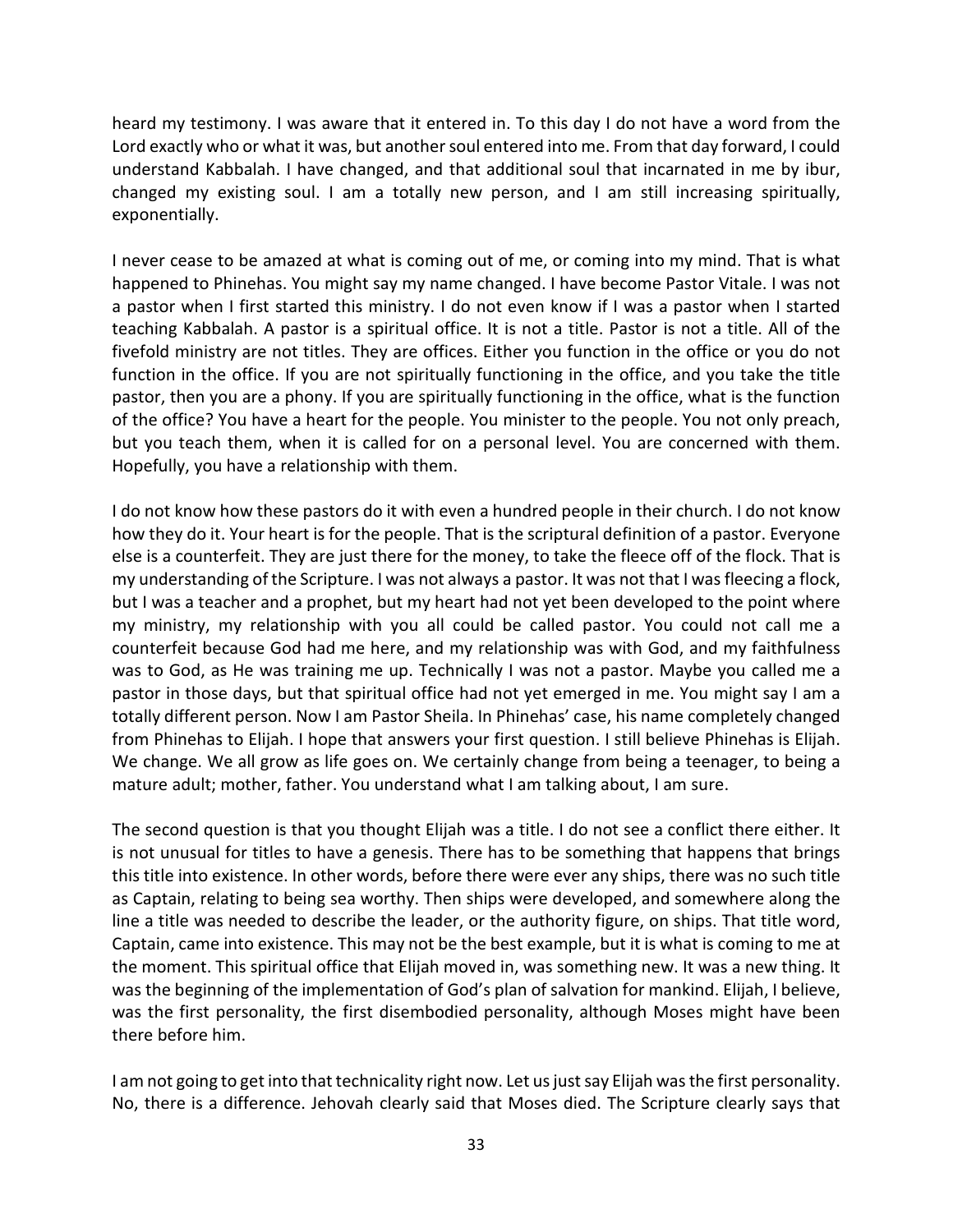heard my testimony. I was aware that it entered in. To this day I do not have a word from the Lord exactly who or what it was, but another soul entered into me. From that day forward, I could understand Kabbalah. I have changed, and that additional soul that incarnated in me by ibur, changed my existing soul. I am a totally new person, and I am still increasing spiritually, exponentially.

I never cease to be amazed at what is coming out of me, or coming into my mind. That is what happened to Phinehas. You might say my name changed. I have become Pastor Vitale. I was not a pastor when I first started this ministry. I do not even know if I was a pastor when I started teaching Kabbalah. A pastor is a spiritual office. It is not a title. Pastor is not a title. All of the fivefold ministry are not titles. They are offices. Either you function in the office or you do not function in the office. If you are not spiritually functioning in the office, and you take the title pastor, then you are a phony. If you are spiritually functioning in the office, what is the function of the office? You have a heart for the people. You minister to the people. You not only preach, but you teach them, when it is called for on a personal level. You are concerned with them. Hopefully, you have a relationship with them.

I do not know how these pastors do it with even a hundred people in their church. I do not know how they do it. Your heart is for the people. That is the scriptural definition of a pastor. Everyone else is a counterfeit. They are just there for the money, to take the fleece off of the flock. That is my understanding of the Scripture. I was not always a pastor. It was not that I was fleecing a flock, but I was a teacher and a prophet, but my heart had not yet been developed to the point where my ministry, my relationship with you all could be called pastor. You could not call me a counterfeit because God had me here, and my relationship was with God, and my faithfulness was to God, as He was training me up. Technically I was not a pastor. Maybe you called me a pastor in those days, but that spiritual office had not yet emerged in me. You might say I am a totally different person. Now I am Pastor Sheila. In Phinehas' case, his name completely changed from Phinehas to Elijah. I hope that answers your first question. I still believe Phinehas is Elijah. We change. We all grow as life goes on. We certainly change from being a teenager, to being a mature adult; mother, father. You understand what I am talking about, I am sure.

The second question is that you thought Elijah was a title. I do not see a conflict there either. It is not unusual for titles to have a genesis. There has to be something that happens that brings this title into existence. In other words, before there were ever any ships, there was no such title as Captain, relating to being sea worthy. Then ships were developed, and somewhere along the line a title was needed to describe the leader, or the authority figure, on ships. That title word, Captain, came into existence. This may not be the best example, but it is what is coming to me at the moment. This spiritual office that Elijah moved in, was something new. It was a new thing. It was the beginning of the implementation of God's plan of salvation for mankind. Elijah, I believe, was the first personality, the first disembodied personality, although Moses might have been there before him.

I am not going to get into that technicality right now. Let us just say Elijah was the first personality. No, there is a difference. Jehovah clearly said that Moses died. The Scripture clearly says that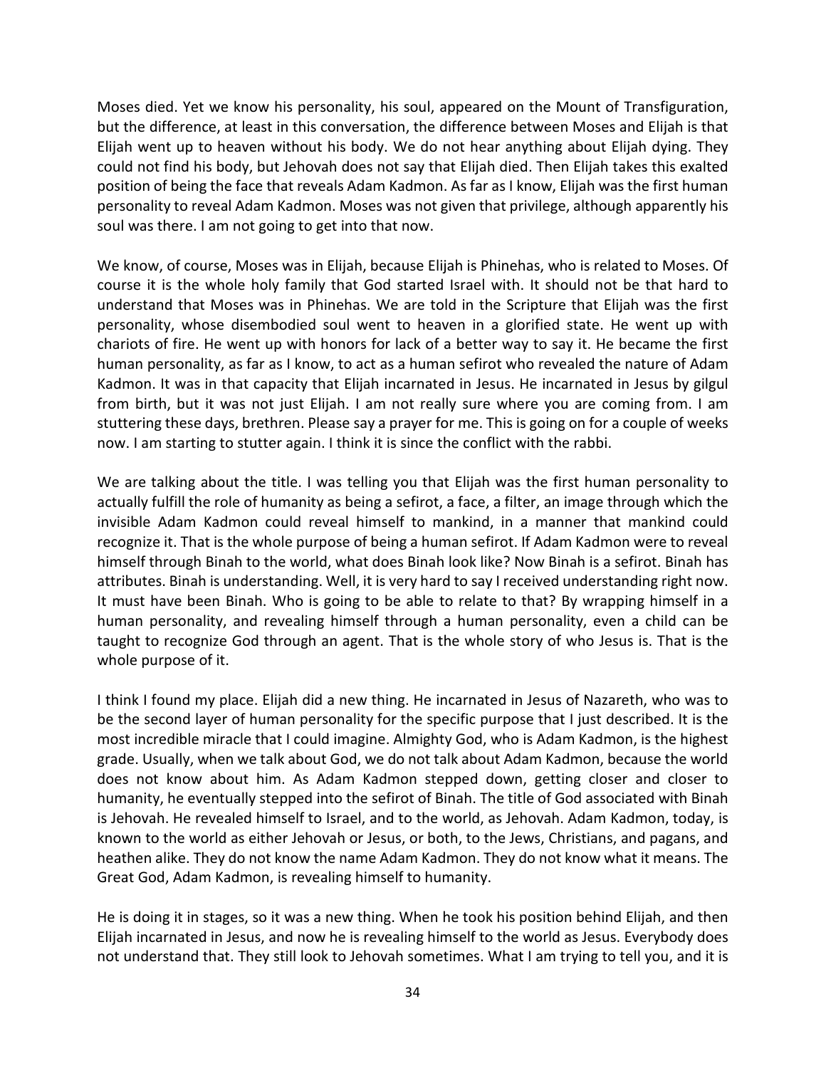Moses died. Yet we know his personality, his soul, appeared on the Mount of Transfiguration, but the difference, at least in this conversation, the difference between Moses and Elijah is that Elijah went up to heaven without his body. We do not hear anything about Elijah dying. They could not find his body, but Jehovah does not say that Elijah died. Then Elijah takes this exalted position of being the face that reveals Adam Kadmon. As far as I know, Elijah was the first human personality to reveal Adam Kadmon. Moses was not given that privilege, although apparently his soul was there. I am not going to get into that now.

We know, of course, Moses was in Elijah, because Elijah is Phinehas, who is related to Moses. Of course it is the whole holy family that God started Israel with. It should not be that hard to understand that Moses was in Phinehas. We are told in the Scripture that Elijah was the first personality, whose disembodied soul went to heaven in a glorified state. He went up with chariots of fire. He went up with honors for lack of a better way to say it. He became the first human personality, as far as I know, to act as a human sefirot who revealed the nature of Adam Kadmon. It was in that capacity that Elijah incarnated in Jesus. He incarnated in Jesus by gilgul from birth, but it was not just Elijah. I am not really sure where you are coming from. I am stuttering these days, brethren. Please say a prayer for me. This is going on for a couple of weeks now. I am starting to stutter again. I think it is since the conflict with the rabbi.

We are talking about the title. I was telling you that Elijah was the first human personality to actually fulfill the role of humanity as being a sefirot, a face, a filter, an image through which the invisible Adam Kadmon could reveal himself to mankind, in a manner that mankind could recognize it. That is the whole purpose of being a human sefirot. If Adam Kadmon were to reveal himself through Binah to the world, what does Binah look like? Now Binah is a sefirot. Binah has attributes. Binah is understanding. Well, it is very hard to say I received understanding right now. It must have been Binah. Who is going to be able to relate to that? By wrapping himself in a human personality, and revealing himself through a human personality, even a child can be taught to recognize God through an agent. That is the whole story of who Jesus is. That is the whole purpose of it.

I think I found my place. Elijah did a new thing. He incarnated in Jesus of Nazareth, who was to be the second layer of human personality for the specific purpose that I just described. It is the most incredible miracle that I could imagine. Almighty God, who is Adam Kadmon, is the highest grade. Usually, when we talk about God, we do not talk about Adam Kadmon, because the world does not know about him. As Adam Kadmon stepped down, getting closer and closer to humanity, he eventually stepped into the sefirot of Binah. The title of God associated with Binah is Jehovah. He revealed himself to Israel, and to the world, as Jehovah. Adam Kadmon, today, is known to the world as either Jehovah or Jesus, or both, to the Jews, Christians, and pagans, and heathen alike. They do not know the name Adam Kadmon. They do not know what it means. The Great God, Adam Kadmon, is revealing himself to humanity.

He is doing it in stages, so it was a new thing. When he took his position behind Elijah, and then Elijah incarnated in Jesus, and now he is revealing himself to the world as Jesus. Everybody does not understand that. They still look to Jehovah sometimes. What I am trying to tell you, and it is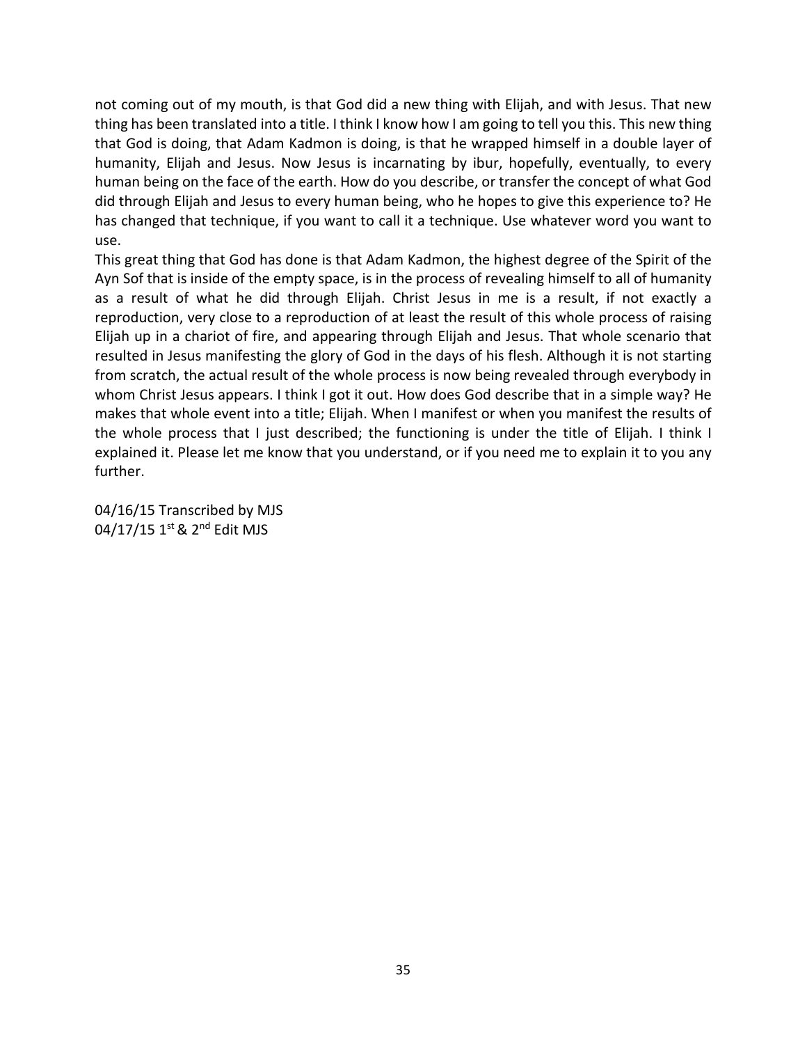not coming out of my mouth, is that God did a new thing with Elijah, and with Jesus. That new thing has been translated into a title. I think I know how I am going to tell you this. This new thing that God is doing, that Adam Kadmon is doing, is that he wrapped himself in a double layer of humanity, Elijah and Jesus. Now Jesus is incarnating by ibur, hopefully, eventually, to every human being on the face of the earth. How do you describe, or transfer the concept of what God did through Elijah and Jesus to every human being, who he hopes to give this experience to? He has changed that technique, if you want to call it a technique. Use whatever word you want to use.

This great thing that God has done is that Adam Kadmon, the highest degree of the Spirit of the Ayn Sof that is inside of the empty space, is in the process of revealing himself to all of humanity as a result of what he did through Elijah. Christ Jesus in me is a result, if not exactly a reproduction, very close to a reproduction of at least the result of this whole process of raising Elijah up in a chariot of fire, and appearing through Elijah and Jesus. That whole scenario that resulted in Jesus manifesting the glory of God in the days of his flesh. Although it is not starting from scratch, the actual result of the whole process is now being revealed through everybody in whom Christ Jesus appears. I think I got it out. How does God describe that in a simple way? He makes that whole event into a title; Elijah. When I manifest or when you manifest the results of the whole process that I just described; the functioning is under the title of Elijah. I think I explained it. Please let me know that you understand, or if you need me to explain it to you any further.

04/16/15 Transcribed by MJS
04/17/15 1st & 2nd Edit MJS